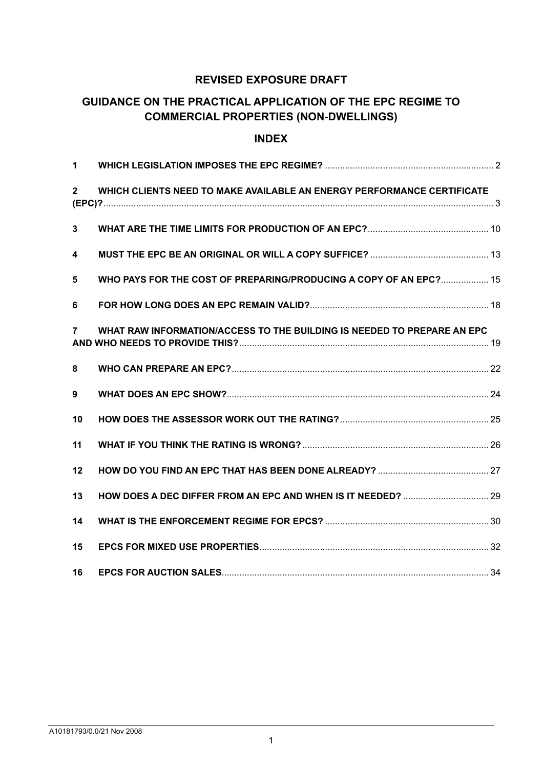# REVISED EXPOSURE DRAFT

## GUIDANCE ON THE PRACTICAL APPLICATION OF THE EPC REGIME TO COMMERCIAL PROPERTIES (NON-DWELLINGS)

## INDEX

| | | |
|---|---|---|
| 1 | WHICH LEGISLATION IMPOSES THE EPC REGIME? | 2 |
| 2 | WHICH CLIENTS NEED TO MAKE AVAILABLE AN ENERGY PERFORMANCE CERTIFICATE (EPC)? | 3 |
| 3 | WHAT ARE THE TIME LIMITS FOR PRODUCTION OF AN EPC? | 10 |
| 4 | MUST THE EPC BE AN ORIGINAL OR WILL A COPY SUFFICE? | 13 |
| 5 | WHO PAYS FOR THE COST OF PREPARING/PRODUCING A COPY OF AN EPC? | 15 |
| 6 | FOR HOW LONG DOES AN EPC REMAIN VALID? | 18 |
| 7 | WHAT RAW INFORMATION/ACCESS TO THE BUILDING IS NEEDED TO PREPARE AN EPC AND WHO NEEDS TO PROVIDE THIS? | 19 |
| 8 | WHO CAN PREPARE AN EPC? | 22 |
| 9 | WHAT DOES AN EPC SHOW? | 24 |
| 10 | HOW DOES THE ASSESSOR WORK OUT THE RATING? | 25 |
| 11 | WHAT IF YOU THINK THE RATING IS WRONG? | 26 |
| 12 | HOW DO YOU FIND AN EPC THAT HAS BEEN DONE ALREADY? | 27 |
| 13 | HOW DOES A DEC DIFFER FROM AN EPC AND WHEN IS IT NEEDED? | 29 |
| 14 | WHAT IS THE ENFORCEMENT REGIME FOR EPCS? | 30 |
| 15 | EPCS FOR MIXED USE PROPERTIES | 32 |
| 16 | EPCS FOR AUCTION SALES | 34 |

A10181793/0.0/21 Nov 2008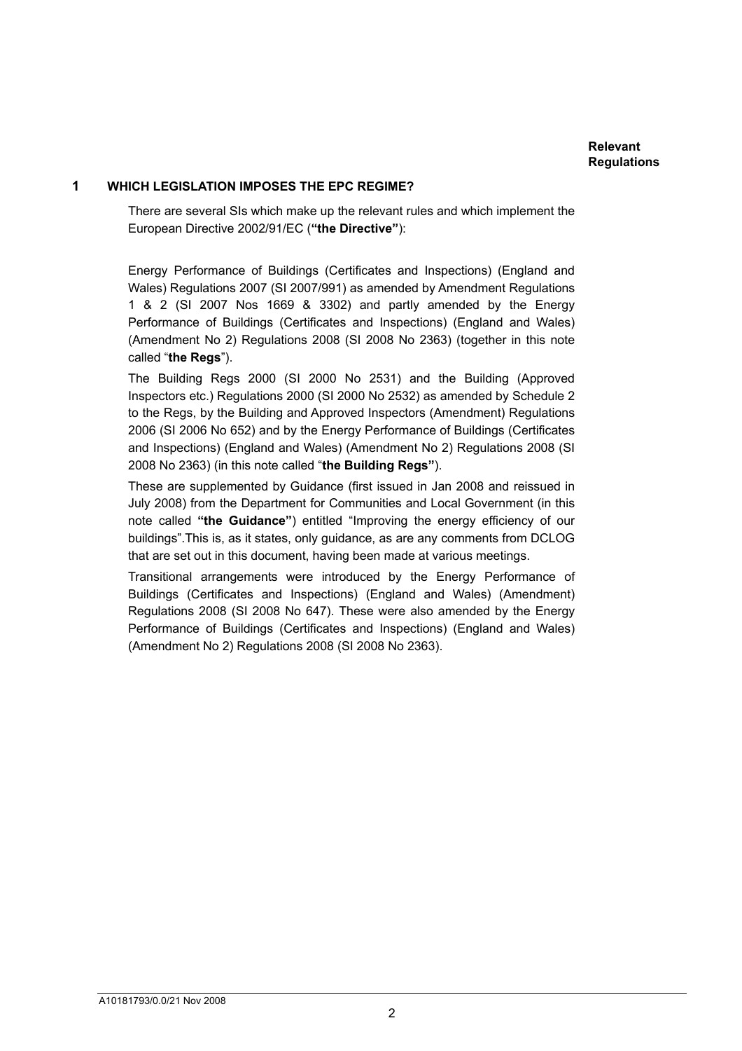**Relevant Regulations**

## 1 WHICH LEGISLATION IMPOSES THE EPC REGIME?

There are several SIs which make up the relevant rules and which implement the European Directive 2002/91/EC (**"the Directive"**):

Energy Performance of Buildings (Certificates and Inspections) (England and Wales) Regulations 2007 (SI 2007/991) as amended by Amendment Regulations 1 & 2 (SI 2007 Nos 1669 & 3302) and partly amended by the Energy Performance of Buildings (Certificates and Inspections) (England and Wales) (Amendment No 2) Regulations 2008 (SI 2008 No 2363) (together in this note called "**the Regs**").

The Building Regs 2000 (SI 2000 No 2531) and the Building (Approved Inspectors etc.) Regulations 2000 (SI 2000 No 2532) as amended by Schedule 2 to the Regs, by the Building and Approved Inspectors (Amendment) Regulations 2006 (SI 2006 No 652) and by the Energy Performance of Buildings (Certificates and Inspections) (England and Wales) (Amendment No 2) Regulations 2008 (SI 2008 No 2363) (in this note called "**the Building Regs"**).

These are supplemented by Guidance (first issued in Jan 2008 and reissued in July 2008) from the Department for Communities and Local Government (in this note called **"the Guidance"**) entitled "Improving the energy efficiency of our buildings".This is, as it states, only guidance, as are any comments from DCLOG that are set out in this document, having been made at various meetings.

Transitional arrangements were introduced by the Energy Performance of Buildings (Certificates and Inspections) (England and Wales) (Amendment) Regulations 2008 (SI 2008 No 647). These were also amended by the Energy Performance of Buildings (Certificates and Inspections) (England and Wales) (Amendment No 2) Regulations 2008 (SI 2008 No 2363).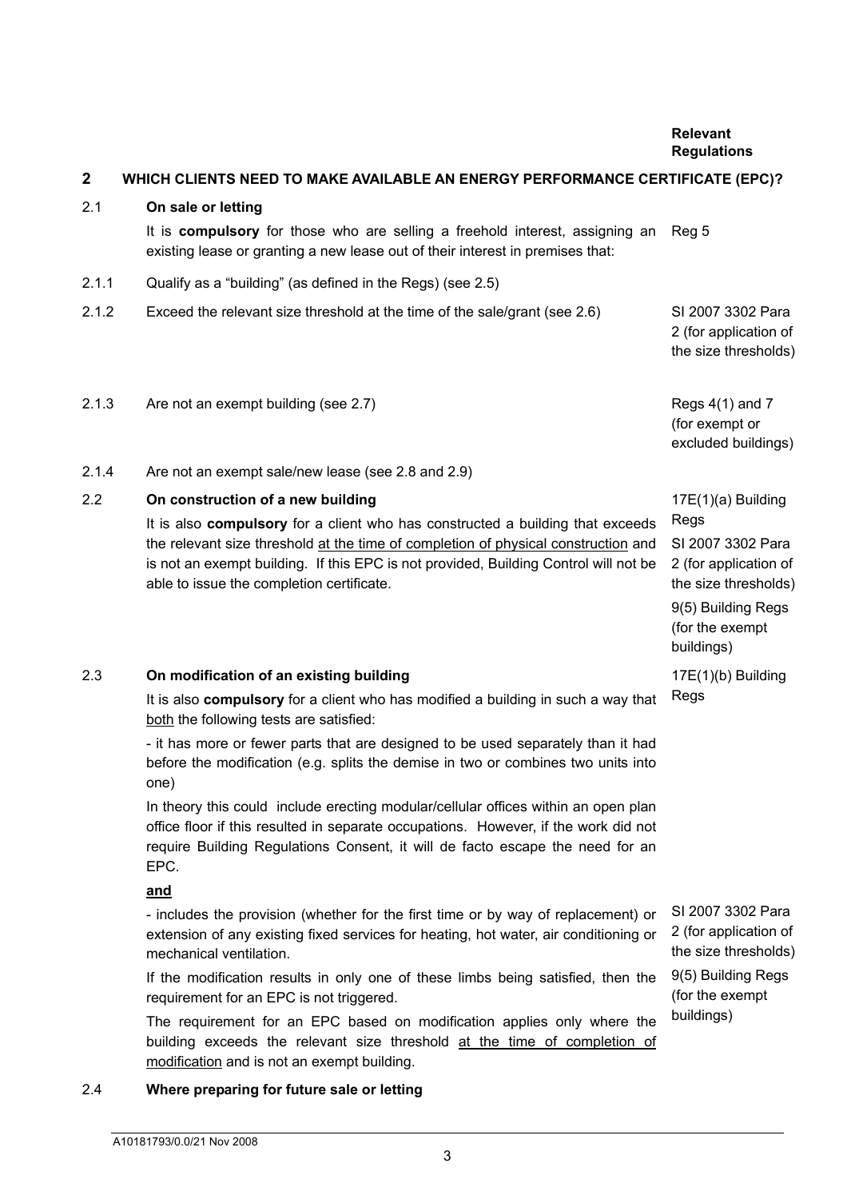**Relevant Regulations**

## 2 WHICH CLIENTS NEED TO MAKE AVAILABLE AN ENERGY PERFORMANCE CERTIFICATE (EPC)?

### 2.1 On sale or letting

It is **compulsory** for those who are selling a freehold interest, assigning an existing lease or granting a new lease out of their interest in premises that: — *Reg 5*

2.1.1 Qualify as a "building" (as defined in the Regs) (see 2.5)

2.1.2 Exceed the relevant size threshold at the time of the sale/grant (see 2.6) — *SI 2007 3302 Para 2 (for application of the size thresholds)*

2.1.3 Are not an exempt building (see 2.7) — *Regs 4(1) and 7 (for exempt or excluded buildings)*

2.1.4 Are not an exempt sale/new lease (see 2.8 and 2.9)

### 2.2 On construction of a new building

*17E(1)(a) Building Regs*

*SI 2007 3302 Para 2 (for application of the size thresholds)*

*9(5) Building Regs (for the exempt buildings)*

It is also **compulsory** for a client who has constructed a building that exceeds the relevant size threshold <u>at the time of completion of physical construction</u> and is not an exempt building. If this EPC is not provided, Building Control will not be able to issue the completion certificate.

### 2.3 On modification of an existing building

*17E(1)(b) Building Regs*

*SI 2007 3302 Para 2 (for application of the size thresholds)*

*9(5) Building Regs (for the exempt buildings)*

It is also **compulsory** for a client who has modified a building in such a way that <u>both</u> the following tests are satisfied:

- it has more or fewer parts that are designed to be used separately than it had before the modification (e.g. splits the demise in two or combines two units into one)

In theory this could include erecting modular/cellular offices within an open plan office floor if this resulted in separate occupations. However, if the work did not require Building Regulations Consent, it will de facto escape the need for an EPC.

**<u>and</u>**

- includes the provision (whether for the first time or by way of replacement) or extension of any existing fixed services for heating, hot water, air conditioning or mechanical ventilation.

If the modification results in only one of these limbs being satisfied, then the requirement for an EPC is not triggered.

The requirement for an EPC based on modification applies only where the building exceeds the relevant size threshold <u>at the time of completion of modification</u> and is not an exempt building.

### 2.4 Where preparing for future sale or letting

A10181793/0.0/21 Nov 2008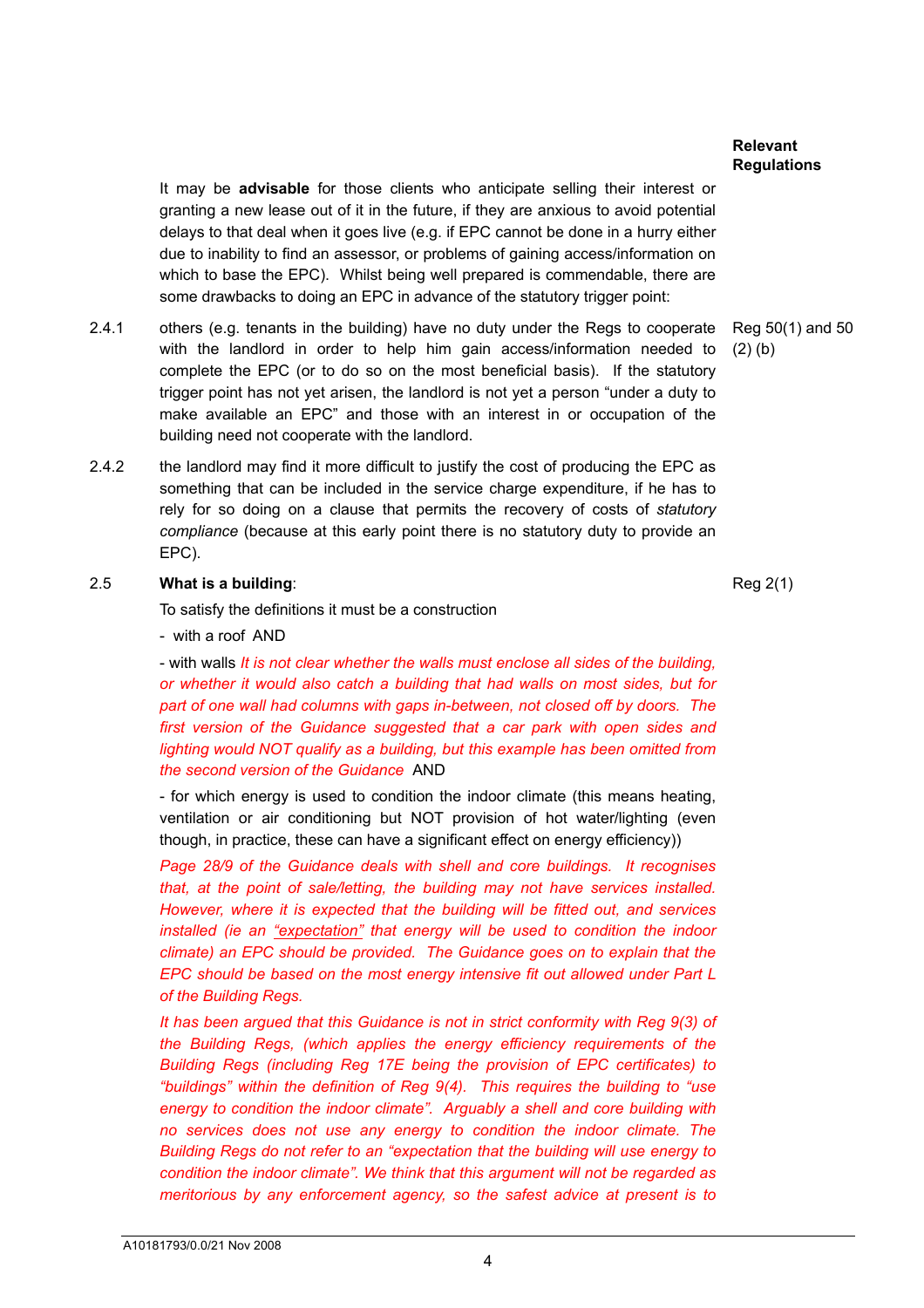**Relevant Regulations**

It may be **advisable** for those clients who anticipate selling their interest or granting a new lease out of it in the future, if they are anxious to avoid potential delays to that deal when it goes live (e.g. if EPC cannot be done in a hurry either due to inability to find an assessor, or problems of gaining access/information on which to base the EPC). Whilst being well prepared is commendable, there are some drawbacks to doing an EPC in advance of the statutory trigger point:

2.4.1 others (e.g. tenants in the building) have no duty under the Regs to cooperate with the landlord in order to help him gain access/information needed to complete the EPC (or to do so on the most beneficial basis). If the statutory trigger point has not yet arisen, the landlord is not yet a person "under a duty to make available an EPC" and those with an interest in or occupation of the building need not cooperate with the landlord. — Reg 50(1) and 50 (2) (b)

2.4.2 the landlord may find it more difficult to justify the cost of producing the EPC as something that can be included in the service charge expenditure, if he has to rely for so doing on a clause that permits the recovery of costs of *statutory compliance* (because at this early point there is no statutory duty to provide an EPC).

2.5 **What is a building**: — Reg 2(1)

To satisfy the definitions it must be a construction

- with a roof AND

- with walls *It is not clear whether the walls must enclose all sides of the building, or whether it would also catch a building that had walls on most sides, but for part of one wall had columns with gaps in-between, not closed off by doors. The first version of the Guidance suggested that a car park with open sides and lighting would NOT qualify as a building, but this example has been omitted from the second version of the Guidance* AND

- for which energy is used to condition the indoor climate (this means heating, ventilation or air conditioning but NOT provision of hot water/lighting (even though, in practice, these can have a significant effect on energy efficiency))

*Page 28/9 of the Guidance deals with shell and core buildings. It recognises that, at the point of sale/letting, the building may not have services installed. However, where it is expected that the building will be fitted out, and services installed (ie an "expectation" that energy will be used to condition the indoor climate) an EPC should be provided. The Guidance goes on to explain that the EPC should be based on the most energy intensive fit out allowed under Part L of the Building Regs.*

*It has been argued that this Guidance is not in strict conformity with Reg 9(3) of the Building Regs, (which applies the energy efficiency requirements of the Building Regs (including Reg 17E being the provision of EPC certificates) to "buildings" within the definition of Reg 9(4). This requires the building to "use energy to condition the indoor climate". Arguably a shell and core building with no services does not use any energy to condition the indoor climate. The Building Regs do not refer to an "expectation that the building will use energy to condition the indoor climate". We think that this argument will not be regarded as meritorious by any enforcement agency, so the safest advice at present is to*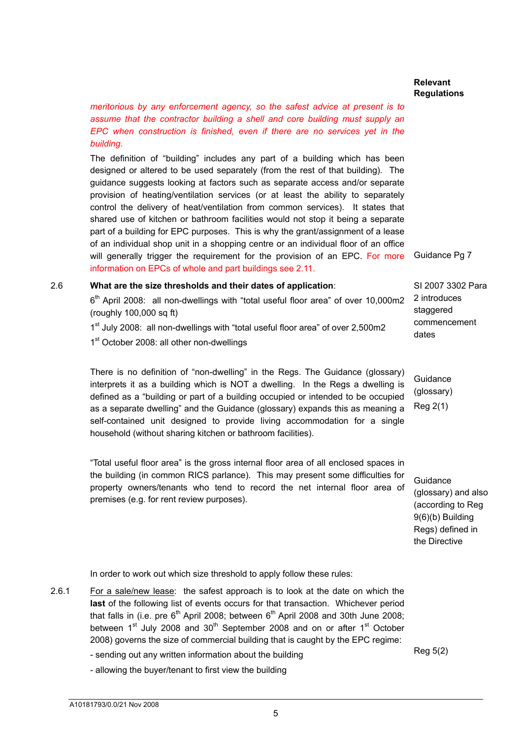**Relevant Regulations**

*meritorious by any enforcement agency, so the safest advice at present is to assume that the contractor building a shell and core building must supply an EPC when construction is finished, even if there are no services yet in the building.*

The definition of "building" includes any part of a building which has been designed or altered to be used separately (from the rest of that building). The guidance suggests looking at factors such as separate access and/or separate provision of heating/ventilation services (or at least the ability to separately control the delivery of heat/ventilation from common services). It states that shared use of kitchen or bathroom facilities would not stop it being a separate part of a building for EPC purposes. This is why the grant/assignment of a lease of an individual shop unit in a shopping centre or an individual floor of an office will generally trigger the requirement for the provision of an EPC. For more information on EPCs of whole and part buildings see 2.11. — *Guidance Pg 7*

2.6 **What are the size thresholds and their dates of application**: — *SI 2007 3302 Para 2 introduces staggered commencement dates*

6th April 2008: all non-dwellings with "total useful floor area" of over 10,000m2 (roughly 100,000 sq ft)

1st July 2008: all non-dwellings with "total useful floor area" of over 2,500m2

1st October 2008: all other non-dwellings

There is no definition of "non-dwelling" in the Regs. The Guidance (glossary) interprets it as a building which is NOT a dwelling. In the Regs a dwelling is defined as a "building or part of a building occupied or intended to be occupied as a separate dwelling" and the Guidance (glossary) expands this as meaning a self-contained unit designed to provide living accommodation for a single household (without sharing kitchen or bathroom facilities). — *Guidance (glossary) Reg 2(1)*

"Total useful floor area" is the gross internal floor area of all enclosed spaces in the building (in common RICS parlance). This may present some difficulties for property owners/tenants who tend to record the net internal floor area of premises (e.g. for rent review purposes). — *Guidance (glossary) and also (according to Reg 9(6)(b) Building Regs) defined in the Directive*

In order to work out which size threshold to apply follow these rules:

2.6.1 For a sale/new lease: the safest approach is to look at the date on which the **last** of the following list of events occurs for that transaction. Whichever period that falls in (i.e. pre 6th April 2008; between 6th April 2008 and 30th June 2008; between 1st July 2008 and 30th September 2008 and on or after 1st October 2008) governs the size of commercial building that is caught by the EPC regime: — *Reg 5(2)*

- sending out any written information about the building
- allowing the buyer/tenant to first view the building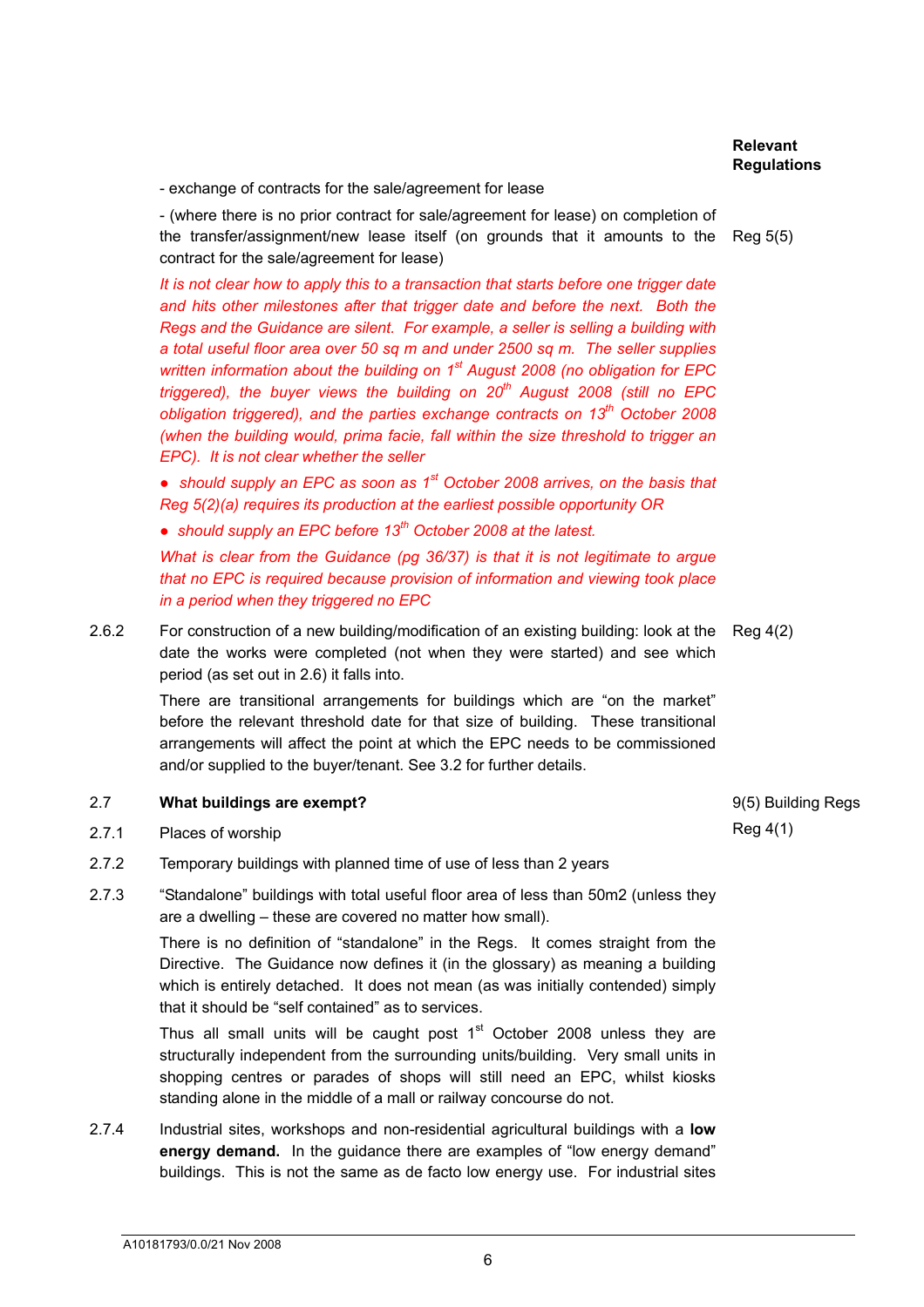**Relevant Regulations**

- exchange of contracts for the sale/agreement for lease

- (where there is no prior contract for sale/agreement for lease) on completion of the transfer/assignment/new lease itself (on grounds that it amounts to the contract for the sale/agreement for lease) — Reg 5(5)

*It is not clear how to apply this to a transaction that starts before one trigger date and hits other milestones after that trigger date and before the next. Both the Regs and the Guidance are silent. For example, a seller is selling a building with a total useful floor area over 50 sq m and under 2500 sq m. The seller supplies written information about the building on 1st August 2008 (no obligation for EPC triggered), the buyer views the building on 20th August 2008 (still no EPC obligation triggered), and the parties exchange contracts on 13th October 2008 (when the building would, prima facie, fall within the size threshold to trigger an EPC). It is not clear whether the seller*

- *should supply an EPC as soon as 1st October 2008 arrives, on the basis that Reg 5(2)(a) requires its production at the earliest possible opportunity OR*
- *should supply an EPC before 13th October 2008 at the latest.*

*What is clear from the Guidance (pg 36/37) is that it is not legitimate to argue that no EPC is required because provision of information and viewing took place in a period when they triggered no EPC*

2.6.2 For construction of a new building/modification of an existing building: look at the date the works were completed (not when they were started) and see which period (as set out in 2.6) it falls into. — Reg 4(2)

There are transitional arrangements for buildings which are "on the market" before the relevant threshold date for that size of building. These transitional arrangements will affect the point at which the EPC needs to be commissioned and/or supplied to the buyer/tenant. See 3.2 for further details.

## 2.7 What buildings are exempt?

9(5) Building Regs

2.7.1 Places of worship — Reg 4(1)

2.7.2 Temporary buildings with planned time of use of less than 2 years

2.7.3 "Standalone" buildings with total useful floor area of less than 50m2 (unless they are a dwelling – these are covered no matter how small).

There is no definition of "standalone" in the Regs. It comes straight from the Directive. The Guidance now defines it (in the glossary) as meaning a building which is entirely detached. It does not mean (as was initially contended) simply that it should be "self contained" as to services.

Thus all small units will be caught post 1st October 2008 unless they are structurally independent from the surrounding units/building. Very small units in shopping centres or parades of shops will still need an EPC, whilst kiosks standing alone in the middle of a mall or railway concourse do not.

2.7.4 Industrial sites, workshops and non-residential agricultural buildings with a **low energy demand.** In the guidance there are examples of "low energy demand" buildings. This is not the same as de facto low energy use. For industrial sites

A10181793/0.0/21 Nov 2008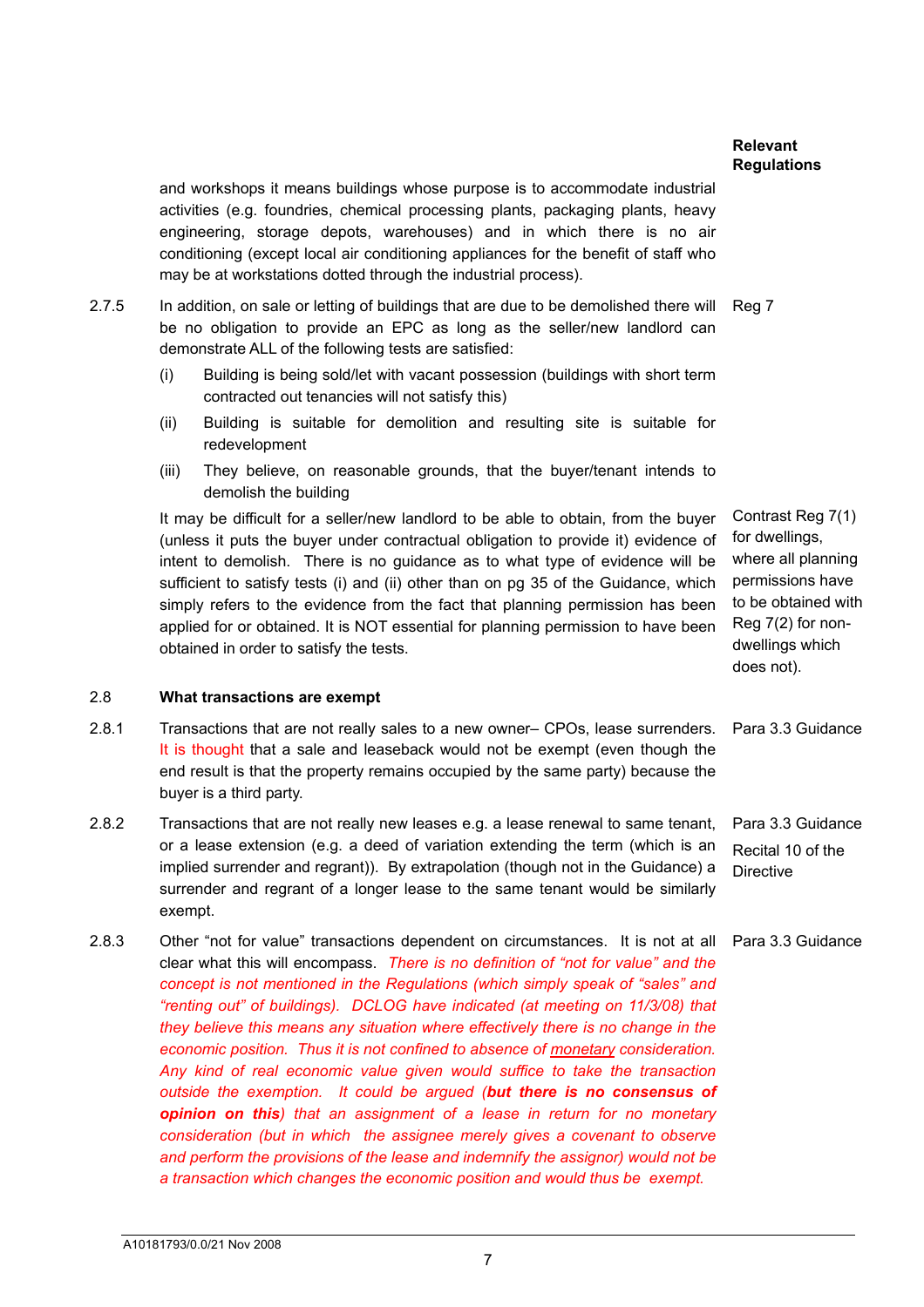**Relevant Regulations**

and workshops it means buildings whose purpose is to accommodate industrial activities (e.g. foundries, chemical processing plants, packaging plants, heavy engineering, storage depots, warehouses) and in which there is no air conditioning (except local air conditioning appliances for the benefit of staff who may be at workstations dotted through the industrial process).

2.7.5 In addition, on sale or letting of buildings that are due to be demolished there will be no obligation to provide an EPC as long as the seller/new landlord can demonstrate ALL of the following tests are satisfied: — *Reg 7*

(i) Building is being sold/let with vacant possession (buildings with short term contracted out tenancies will not satisfy this)

(ii) Building is suitable for demolition and resulting site is suitable for redevelopment

(iii) They believe, on reasonable grounds, that the buyer/tenant intends to demolish the building

It may be difficult for a seller/new landlord to be able to obtain, from the buyer (unless it puts the buyer under contractual obligation to provide it) evidence of intent to demolish. There is no guidance as to what type of evidence will be sufficient to satisfy tests (i) and (ii) other than on pg 35 of the Guidance, which simply refers to the evidence from the fact that planning permission has been applied for or obtained. It is NOT essential for planning permission to have been obtained in order to satisfy the tests. — *Contrast Reg 7(1) for dwellings, where all planning permissions have to be obtained with Reg 7(2) for non-dwellings which does not).*

## 2.8 What transactions are exempt

2.8.1 Transactions that are not really sales to a new owner– CPOs, lease surrenders. It is thought that a sale and leaseback would not be exempt (even though the end result is that the property remains occupied by the same party) because the buyer is a third party. — *Para 3.3 Guidance*

2.8.2 Transactions that are not really new leases e.g. a lease renewal to same tenant, or a lease extension (e.g. a deed of variation extending the term (which is an implied surrender and regrant)). By extrapolation (though not in the Guidance) a surrender and regrant of a longer lease to the same tenant would be similarly exempt. — *Para 3.3 Guidance; Recital 10 of the Directive*

2.8.3 Other "not for value" transactions dependent on circumstances. It is not at all clear what this will encompass. *There is no definition of "not for value" and the concept is not mentioned in the Regulations (which simply speak of "sales" and "renting out" of buildings). DCLOG have indicated (at meeting on 11/3/08) that they believe this means any situation where effectively there is no change in the economic position. Thus it is not confined to absence of monetary consideration. Any kind of real economic value given would suffice to take the transaction outside the exemption. It could be argued (**but there is no consensus of opinion on this**) that an assignment of a lease in return for no monetary consideration (but in which the assignee merely gives a covenant to observe and perform the provisions of the lease and indemnify the assignor) would not be a transaction which changes the economic position and would thus be exempt.* — *Para 3.3 Guidance*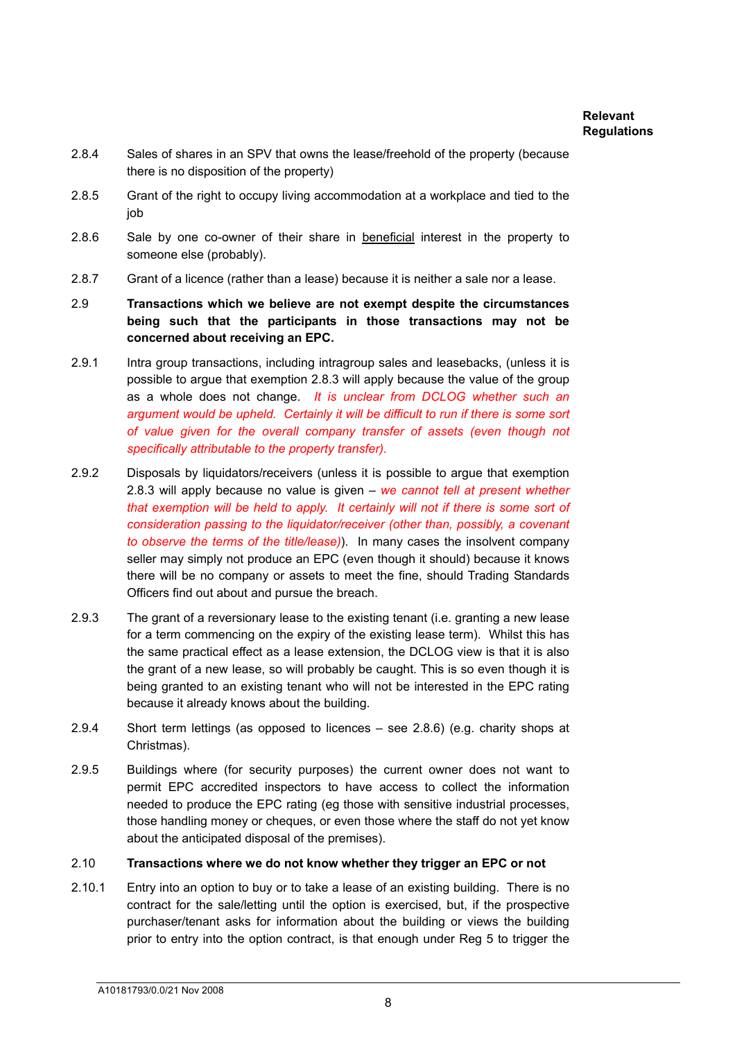**Relevant Regulations**

2.8.4 Sales of shares in an SPV that owns the lease/freehold of the property (because there is no disposition of the property)

2.8.5 Grant of the right to occupy living accommodation at a workplace and tied to the job

2.8.6 Sale by one co-owner of their share in beneficial interest in the property to someone else (probably).

2.8.7 Grant of a licence (rather than a lease) because it is neither a sale nor a lease.

2.9 **Transactions which we believe are not exempt despite the circumstances being such that the participants in those transactions may not be concerned about receiving an EPC.**

2.9.1 Intra group transactions, including intragroup sales and leasebacks, (unless it is possible to argue that exemption 2.8.3 will apply because the value of the group as a whole does not change. *It is unclear from DCLOG whether such an argument would be upheld. Certainly it will be difficult to run if there is some sort of value given for the overall company transfer of assets (even though not specifically attributable to the property transfer).*

2.9.2 Disposals by liquidators/receivers (unless it is possible to argue that exemption 2.8.3 will apply because no value is given – *we cannot tell at present whether that exemption will be held to apply. It certainly will not if there is some sort of consideration passing to the liquidator/receiver (other than, possibly, a covenant to observe the terms of the title/lease)*). In many cases the insolvent company seller may simply not produce an EPC (even though it should) because it knows there will be no company or assets to meet the fine, should Trading Standards Officers find out about and pursue the breach.

2.9.3 The grant of a reversionary lease to the existing tenant (i.e. granting a new lease for a term commencing on the expiry of the existing lease term). Whilst this has the same practical effect as a lease extension, the DCLOG view is that it is also the grant of a new lease, so will probably be caught. This is so even though it is being granted to an existing tenant who will not be interested in the EPC rating because it already knows about the building.

2.9.4 Short term lettings (as opposed to licences – see 2.8.6) (e.g. charity shops at Christmas).

2.9.5 Buildings where (for security purposes) the current owner does not want to permit EPC accredited inspectors to have access to collect the information needed to produce the EPC rating (eg those with sensitive industrial processes, those handling money or cheques, or even those where the staff do not yet know about the anticipated disposal of the premises).

2.10 **Transactions where we do not know whether they trigger an EPC or not**

2.10.1 Entry into an option to buy or to take a lease of an existing building. There is no contract for the sale/letting until the option is exercised, but, if the prospective purchaser/tenant asks for information about the building or views the building prior to entry into the option contract, is that enough under Reg 5 to trigger the

A10181793/0.0/21 Nov 2008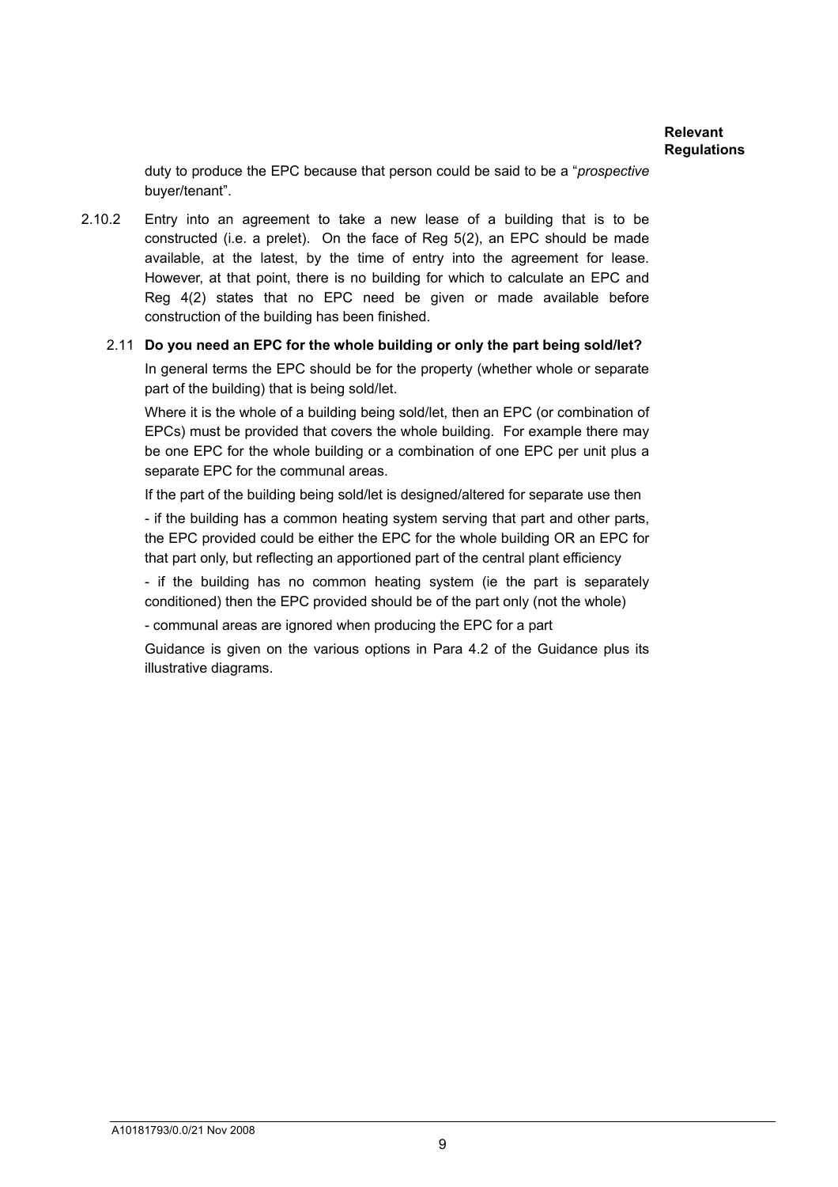**Relevant Regulations**

duty to produce the EPC because that person could be said to be a "*prospective* buyer/tenant".

2.10.2 Entry into an agreement to take a new lease of a building that is to be constructed (i.e. a prelet). On the face of Reg 5(2), an EPC should be made available, at the latest, by the time of entry into the agreement for lease. However, at that point, there is no building for which to calculate an EPC and Reg 4(2) states that no EPC need be given or made available before construction of the building has been finished.

### 2.11 Do you need an EPC for the whole building or only the part being sold/let?

In general terms the EPC should be for the property (whether whole or separate part of the building) that is being sold/let.

Where it is the whole of a building being sold/let, then an EPC (or combination of EPCs) must be provided that covers the whole building. For example there may be one EPC for the whole building or a combination of one EPC per unit plus a separate EPC for the communal areas.

If the part of the building being sold/let is designed/altered for separate use then

- if the building has a common heating system serving that part and other parts, the EPC provided could be either the EPC for the whole building OR an EPC for that part only, but reflecting an apportioned part of the central plant efficiency
- if the building has no common heating system (ie the part is separately conditioned) then the EPC provided should be of the part only (not the whole)
- communal areas are ignored when producing the EPC for a part

Guidance is given on the various options in Para 4.2 of the Guidance plus its illustrative diagrams.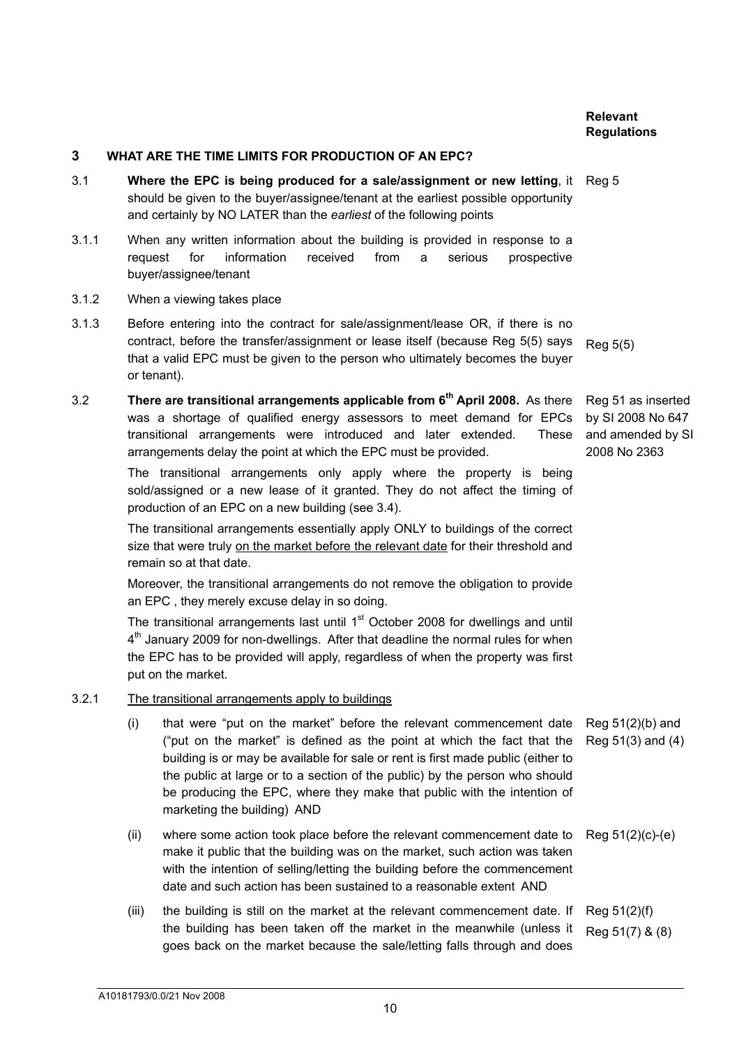**Relevant Regulations**

## 3 WHAT ARE THE TIME LIMITS FOR PRODUCTION OF AN EPC?

3.1 **Where the EPC is being produced for a sale/assignment or new letting**, it should be given to the buyer/assignee/tenant at the earliest possible opportunity and certainly by NO LATER than the *earliest* of the following points — Reg 5

3.1.1 When any written information about the building is provided in response to a request for information received from a serious prospective buyer/assignee/tenant

3.1.2 When a viewing takes place

3.1.3 Before entering into the contract for sale/assignment/lease OR, if there is no contract, before the transfer/assignment or lease itself (because Reg 5(5) says that a valid EPC must be given to the person who ultimately becomes the buyer or tenant). — Reg 5(5)

3.2 **There are transitional arrangements applicable from 6th April 2008.** As there was a shortage of qualified energy assessors to meet demand for EPCs transitional arrangements were introduced and later extended. These arrangements delay the point at which the EPC must be provided. — Reg 51 as inserted by SI 2008 No 647 and amended by SI 2008 No 2363

The transitional arrangements only apply where the property is being sold/assigned or a new lease of it granted. They do not affect the timing of production of an EPC on a new building (see 3.4).

The transitional arrangements essentially apply ONLY to buildings of the correct size that were truly on the market before the relevant date for their threshold and remain so at that date.

Moreover, the transitional arrangements do not remove the obligation to provide an EPC , they merely excuse delay in so doing.

The transitional arrangements last until 1st October 2008 for dwellings and until 4th January 2009 for non-dwellings. After that deadline the normal rules for when the EPC has to be provided will apply, regardless of when the property was first put on the market.

3.2.1 The transitional arrangements apply to buildings

(i) that were "put on the market" before the relevant commencement date ("put on the market" is defined as the point at which the fact that the building is or may be available for sale or rent is first made public (either to the public at large or to a section of the public) by the person who should be producing the EPC, where they make that public with the intention of marketing the building) AND — Reg 51(2)(b) and Reg 51(3) and (4)

(ii) where some action took place before the relevant commencement date to make it public that the building was on the market, such action was taken with the intention of selling/letting the building before the commencement date and such action has been sustained to a reasonable extent AND — Reg 51(2)(c)-(e)

(iii) the building is still on the market at the relevant commencement date. If the building has been taken off the market in the meanwhile (unless it goes back on the market because the sale/letting falls through and does — Reg 51(2)(f); Reg 51(7) & (8)

A10181793/0.0/21 Nov 2008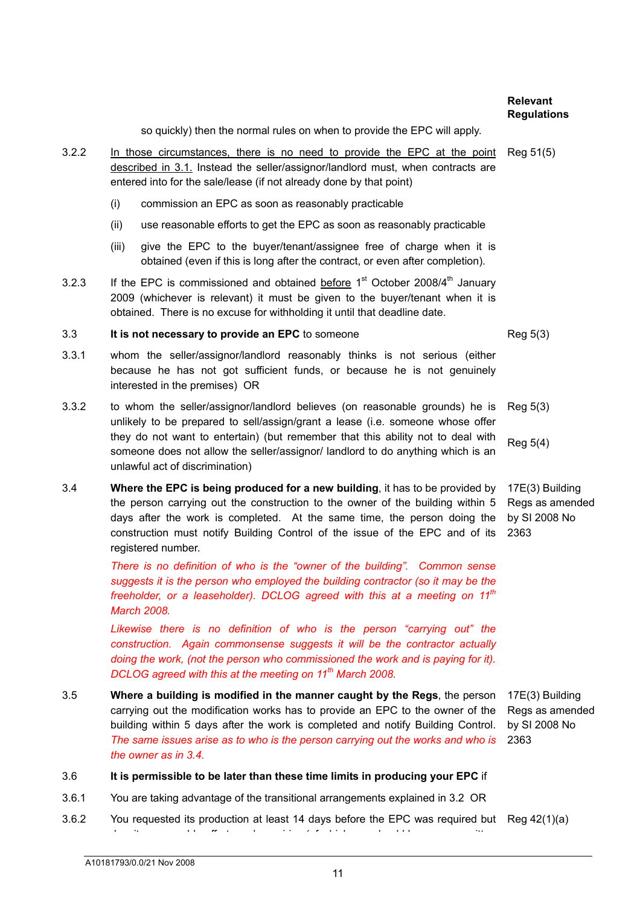**Relevant Regulations**

so quickly) then the normal rules on when to provide the EPC will apply.

3.2.2 In those circumstances, there is no need to provide the EPC at the point described in 3.1. Instead the seller/assignor/landlord must, when contracts are entered into for the sale/lease (if not already done by that point) — Reg 51(5)

(i) commission an EPC as soon as reasonably practicable

(ii) use reasonable efforts to get the EPC as soon as reasonably practicable

(iii) give the EPC to the buyer/tenant/assignee free of charge when it is obtained (even if this is long after the contract, or even after completion).

3.2.3 If the EPC is commissioned and obtained before 1st October 2008/4th January 2009 (whichever is relevant) it must be given to the buyer/tenant when it is obtained. There is no excuse for withholding it until that deadline date.

3.3 **It is not necessary to provide an EPC** to someone — Reg 5(3)

3.3.1 whom the seller/assignor/landlord reasonably thinks is not serious (either because he has not got sufficient funds, or because he is not genuinely interested in the premises) OR

3.3.2 to whom the seller/assignor/landlord believes (on reasonable grounds) he is unlikely to be prepared to sell/assign/grant a lease (i.e. someone whose offer they do not want to entertain) (but remember that this ability not to deal with someone does not allow the seller/assignor/ landlord to do anything which is an unlawful act of discrimination) — Reg 5(3); Reg 5(4)

3.4 **Where the EPC is being produced for a new building**, it has to be provided by the person carrying out the construction to the owner of the building within 5 days after the work is completed. At the same time, the person doing the construction must notify Building Control of the issue of the EPC and of its registered number. — 17E(3) Building Regs as amended by SI 2008 No 2363

*There is no definition of who is the "owner of the building". Common sense suggests it is the person who employed the building contractor (so it may be the freeholder, or a leaseholder). DCLOG agreed with this at a meeting on 11th March 2008.*

*Likewise there is no definition of who is the person "carrying out" the construction. Again commonsense suggests it will be the contractor actually doing the work, (not the person who commissioned the work and is paying for it). DCLOG agreed with this at the meeting on 11th March 2008.*

3.5 **Where a building is modified in the manner caught by the Regs**, the person carrying out the modification works has to provide an EPC to the owner of the building within 5 days after the work is completed and notify Building Control. *The same issues arise as to who is the person carrying out the works and who is the owner as in 3.4.* — 17E(3) Building Regs as amended by SI 2008 No 2363

3.6 **It is permissible to be later than these time limits in producing your EPC** if

3.6.1 You are taking advantage of the transitional arrangements explained in 3.2 OR

3.6.2 You requested its production at least 14 days before the EPC was required but — Reg 42(1)(a)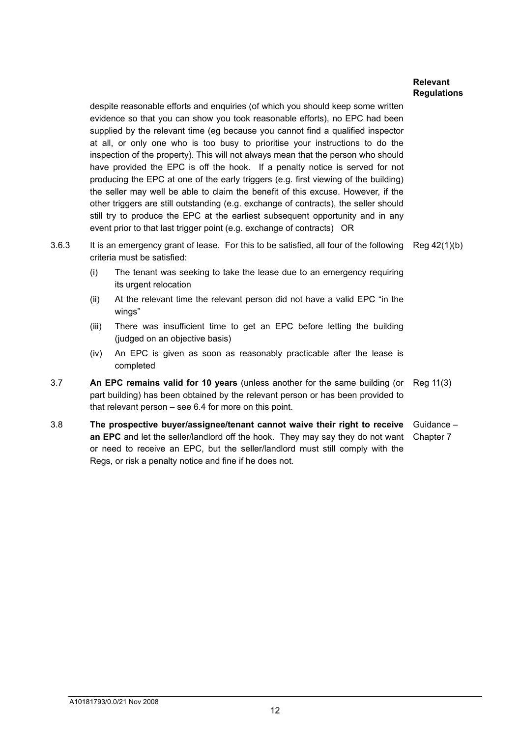**Relevant Regulations**

despite reasonable efforts and enquiries (of which you should keep some written evidence so that you can show you took reasonable efforts), no EPC had been supplied by the relevant time (eg because you cannot find a qualified inspector at all, or only one who is too busy to prioritise your instructions to do the inspection of the property). This will not always mean that the person who should have provided the EPC is off the hook. If a penalty notice is served for not producing the EPC at one of the early triggers (e.g. first viewing of the building) the seller may well be able to claim the benefit of this excuse. However, if the other triggers are still outstanding (e.g. exchange of contracts), the seller should still try to produce the EPC at the earliest subsequent opportunity and in any event prior to that last trigger point (e.g. exchange of contracts) OR

3.6.3 It is an emergency grant of lease. For this to be satisfied, all four of the following criteria must be satisfied: — Reg 42(1)(b)

(i) The tenant was seeking to take the lease due to an emergency requiring its urgent relocation

(ii) At the relevant time the relevant person did not have a valid EPC "in the wings"

(iii) There was insufficient time to get an EPC before letting the building (judged on an objective basis)

(iv) An EPC is given as soon as reasonably practicable after the lease is completed

3.7 **An EPC remains valid for 10 years** (unless another for the same building (or part building) has been obtained by the relevant person or has been provided to that relevant person – see 6.4 for more on this point. — Reg 11(3)

3.8 **The prospective buyer/assignee/tenant cannot waive their right to receive an EPC** and let the seller/landlord off the hook. They may say they do not want or need to receive an EPC, but the seller/landlord must still comply with the Regs, or risk a penalty notice and fine if he does not. — Guidance – Chapter 7

A10181793/0.0/21 Nov 2008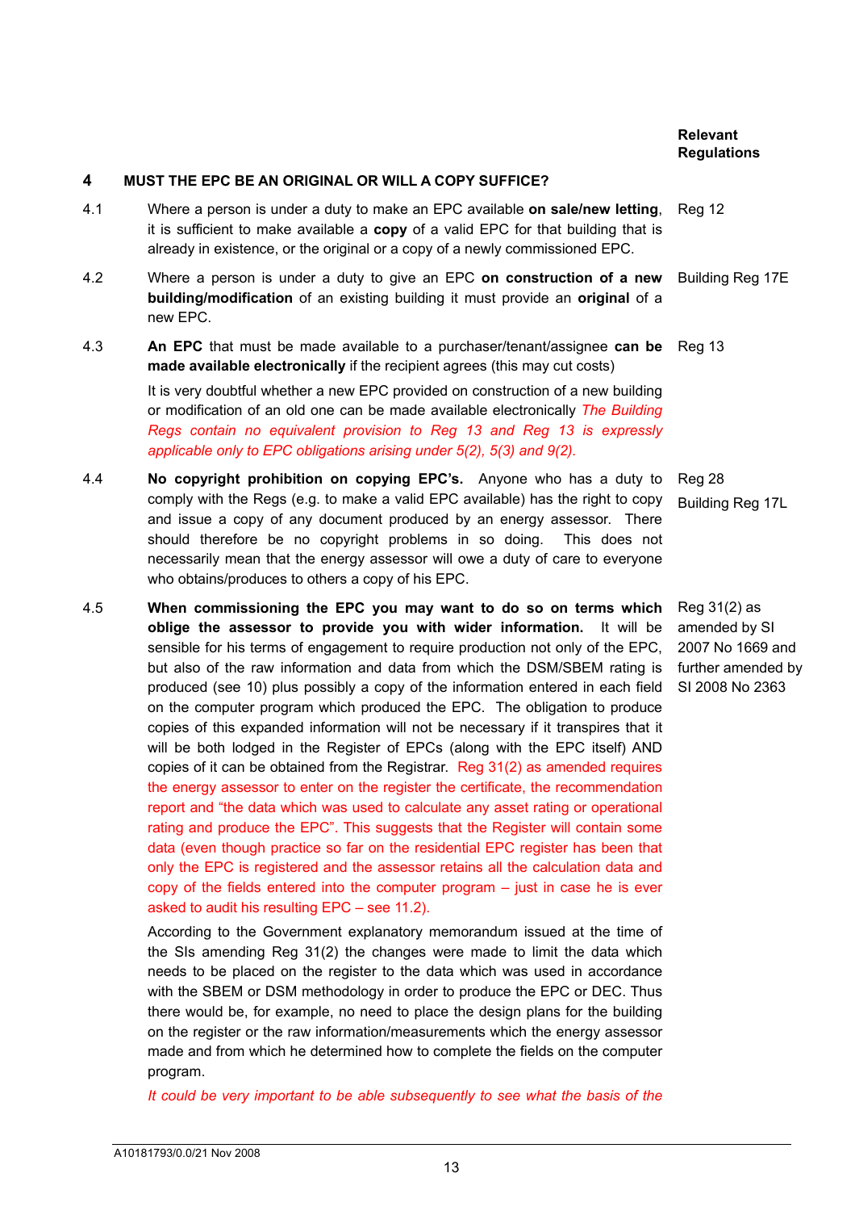Relevant Regulations

## 4 MUST THE EPC BE AN ORIGINAL OR WILL A COPY SUFFICE?

| | | |
|---|---|---|
| 4.1 | Where a person is under a duty to make an EPC available **on sale/new letting**, it is sufficient to make available a **copy** of a valid EPC for that building that is already in existence, or the original or a copy of a newly commissioned EPC. | Reg 12 |
| 4.2 | Where a person is under a duty to give an EPC **on construction of a new building/modification** of an existing building it must provide an **original** of a new EPC. | Building Reg 17E |
| 4.3 | **An EPC** that must be made available to a purchaser/tenant/assignee **can be made available electronically** if the recipient agrees (this may cut costs)<br><br>It is very doubtful whether a new EPC provided on construction of a new building or modification of an old one can be made available electronically *The Building Regs contain no equivalent provision to Reg 13 and Reg 13 is expressly applicable only to EPC obligations arising under 5(2), 5(3) and 9(2).* | Reg 13 |
| 4.4 | **No copyright prohibition on copying EPC's.** Anyone who has a duty to comply with the Regs (e.g. to make a valid EPC available) has the right to copy and issue a copy of any document produced by an energy assessor. There should therefore be no copyright problems in so doing. This does not necessarily mean that the energy assessor will owe a duty of care to everyone who obtains/produces to others a copy of his EPC. | Reg 28<br>Building Reg 17L |
| 4.5 | **When commissioning the EPC you may want to do so on terms which oblige the assessor to provide you with wider information.** It will be sensible for his terms of engagement to require production not only of the EPC, but also of the raw information and data from which the DSM/SBEM rating is produced (see 10) plus possibly a copy of the information entered in each field on the computer program which produced the EPC. The obligation to produce copies of this expanded information will not be necessary if it transpires that it will be both lodged in the Register of EPCs (along with the EPC itself) AND copies of it can be obtained from the Registrar. Reg 31(2) as amended requires the energy assessor to enter on the register the certificate, the recommendation report and "the data which was used to calculate any asset rating or operational rating and produce the EPC". This suggests that the Register will contain some data (even though practice so far on the residential EPC register has been that only the EPC is registered and the assessor retains all the calculation data and copy of the fields entered into the computer program – just in case he is ever asked to audit his resulting EPC – see 11.2).<br><br>According to the Government explanatory memorandum issued at the time of the SIs amending Reg 31(2) the changes were made to limit the data which needs to be placed on the register to the data which was used in accordance with the SBEM or DSM methodology in order to produce the EPC or DEC. Thus there would be, for example, no need to place the design plans for the building on the register or the raw information/measurements which the energy assessor made and from which he determined how to complete the fields on the computer program.<br><br>*It could be very important to be able subsequently to see what the basis of the* | Reg 31(2) as amended by SI 2007 No 1669 and further amended by SI 2008 No 2363 |

A10181793/0.0/21 Nov 2008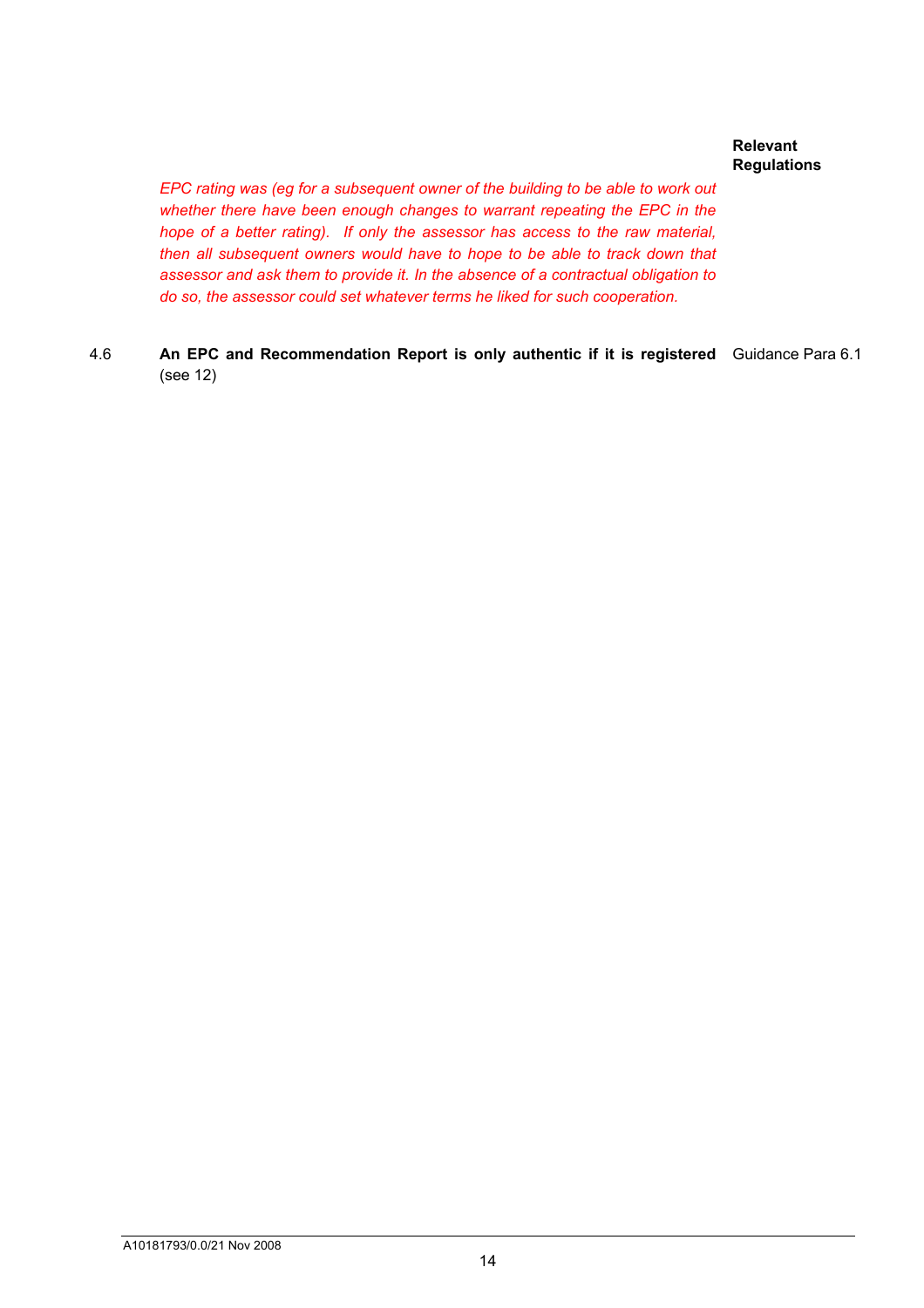**Relevant Regulations**

*EPC rating was (eg for a subsequent owner of the building to be able to work out whether there have been enough changes to warrant repeating the EPC in the hope of a better rating). If only the assessor has access to the raw material, then all subsequent owners would have to hope to be able to track down that assessor and ask them to provide it. In the absence of a contractual obligation to do so, the assessor could set whatever terms he liked for such cooperation.*

| | | |
|---|---|---|
| 4.6 | **An EPC and Recommendation Report is only authentic if it is registered** (see 12) | Guidance Para 6.1 |

A10181793/0.0/21 Nov 2008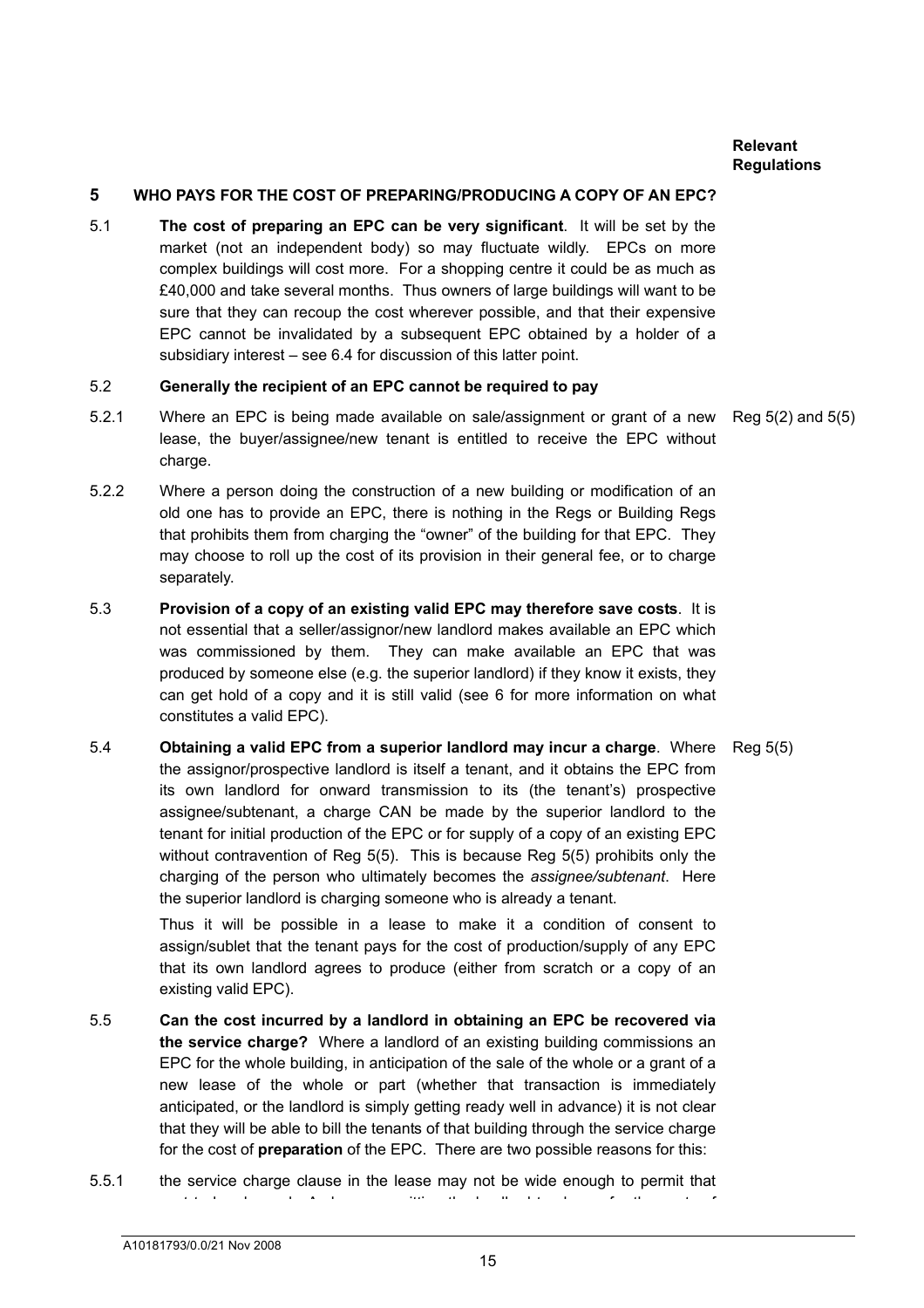**Relevant Regulations**

## 5 WHO PAYS FOR THE COST OF PREPARING/PRODUCING A COPY OF AN EPC?

5.1 **The cost of preparing an EPC can be very significant**. It will be set by the market (not an independent body) so may fluctuate wildly. EPCs on more complex buildings will cost more. For a shopping centre it could be as much as £40,000 and take several months. Thus owners of large buildings will want to be sure that they can recoup the cost wherever possible, and that their expensive EPC cannot be invalidated by a subsequent EPC obtained by a holder of a subsidiary interest – see 6.4 for discussion of this latter point.

5.2 **Generally the recipient of an EPC cannot be required to pay**

5.2.1 Where an EPC is being made available on sale/assignment or grant of a new lease, the buyer/assignee/new tenant is entitled to receive the EPC without charge. *(Reg 5(2) and 5(5))*

5.2.2 Where a person doing the construction of a new building or modification of an old one has to provide an EPC, there is nothing in the Regs or Building Regs that prohibits them from charging the "owner" of the building for that EPC. They may choose to roll up the cost of its provision in their general fee, or to charge separately.

5.3 **Provision of a copy of an existing valid EPC may therefore save costs**. It is not essential that a seller/assignor/new landlord makes available an EPC which was commissioned by them. They can make available an EPC that was produced by someone else (e.g. the superior landlord) if they know it exists, they can get hold of a copy and it is still valid (see 6 for more information on what constitutes a valid EPC).

5.4 **Obtaining a valid EPC from a superior landlord may incur a charge**. Where the assignor/prospective landlord is itself a tenant, and it obtains the EPC from its own landlord for onward transmission to its (the tenant's) prospective assignee/subtenant, a charge CAN be made by the superior landlord to the tenant for initial production of the EPC or for supply of a copy of an existing EPC without contravention of Reg 5(5). This is because Reg 5(5) prohibits only the charging of the person who ultimately becomes the *assignee/subtenant*. Here the superior landlord is charging someone who is already a tenant. *(Reg 5(5))*

Thus it will be possible in a lease to make it a condition of consent to assign/sublet that the tenant pays for the cost of production/supply of any EPC that its own landlord agrees to produce (either from scratch or a copy of an existing valid EPC).

5.5 **Can the cost incurred by a landlord in obtaining an EPC be recovered via the service charge?** Where a landlord of an existing building commissions an EPC for the whole building, in anticipation of the sale of the whole or a grant of a new lease of the whole or part (whether that transaction is immediately anticipated, or the landlord is simply getting ready well in advance) it is not clear that they will be able to bill the tenants of that building through the service charge for the cost of **preparation** of the EPC. There are two possible reasons for this:

5.5.1 the service charge clause in the lease may not be wide enough to permit that

A10181793/0.0/21 Nov 2008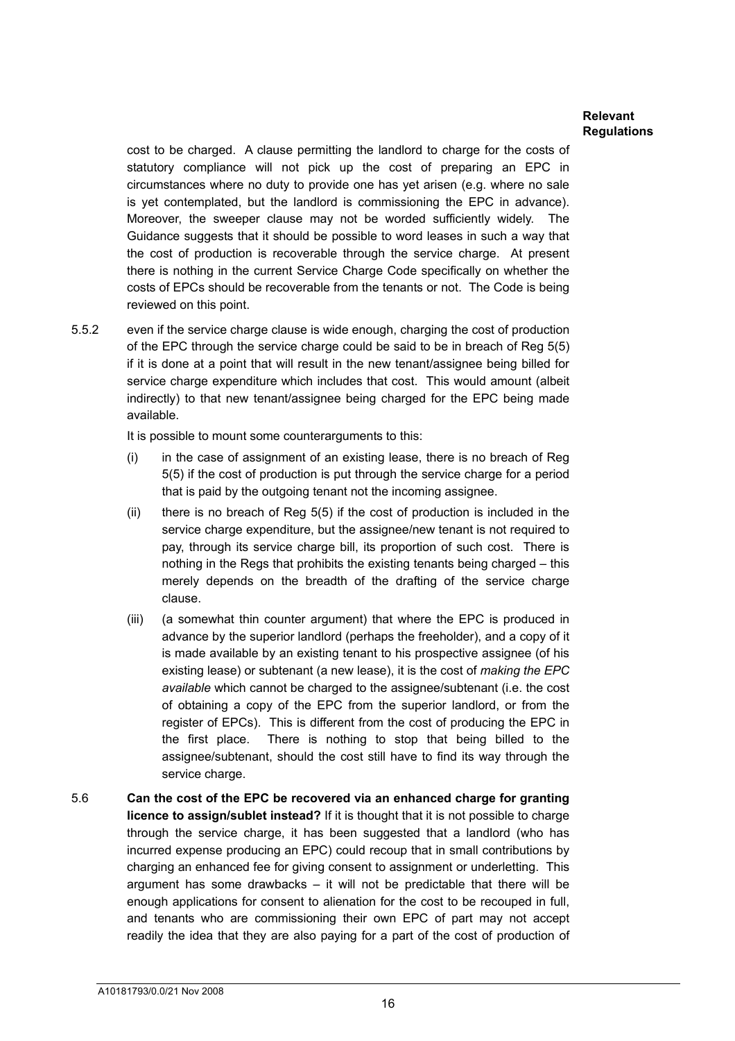cost to be charged. A clause permitting the landlord to charge for the costs of statutory compliance will not pick up the cost of preparing an EPC in circumstances where no duty to provide one has yet arisen (e.g. where no sale is yet contemplated, but the landlord is commissioning the EPC in advance). Moreover, the sweeper clause may not be worded sufficiently widely. The Guidance suggests that it should be possible to word leases in such a way that the cost of production is recoverable through the service charge. At present there is nothing in the current Service Charge Code specifically on whether the costs of EPCs should be recoverable from the tenants or not. The Code is being reviewed on this point.

5.5.2 even if the service charge clause is wide enough, charging the cost of production of the EPC through the service charge could be said to be in breach of Reg 5(5) if it is done at a point that will result in the new tenant/assignee being billed for service charge expenditure which includes that cost. This would amount (albeit indirectly) to that new tenant/assignee being charged for the EPC being made available.

It is possible to mount some counterarguments to this:

(i) in the case of assignment of an existing lease, there is no breach of Reg 5(5) if the cost of production is put through the service charge for a period that is paid by the outgoing tenant not the incoming assignee.

(ii) there is no breach of Reg 5(5) if the cost of production is included in the service charge expenditure, but the assignee/new tenant is not required to pay, through its service charge bill, its proportion of such cost. There is nothing in the Regs that prohibits the existing tenants being charged – this merely depends on the breadth of the drafting of the service charge clause.

(iii) (a somewhat thin counter argument) that where the EPC is produced in advance by the superior landlord (perhaps the freeholder), and a copy of it is made available by an existing tenant to his prospective assignee (of his existing lease) or subtenant (a new lease), it is the cost of *making the EPC available* which cannot be charged to the assignee/subtenant (i.e. the cost of obtaining a copy of the EPC from the superior landlord, or from the register of EPCs). This is different from the cost of producing the EPC in the first place. There is nothing to stop that being billed to the assignee/subtenant, should the cost still have to find its way through the service charge.

5.6 **Can the cost of the EPC be recovered via an enhanced charge for granting licence to assign/sublet instead?** If it is thought that it is not possible to charge through the service charge, it has been suggested that a landlord (who has incurred expense producing an EPC) could recoup that in small contributions by charging an enhanced fee for giving consent to assignment or underletting. This argument has some drawbacks – it will not be predictable that there will be enough applications for consent to alienation for the cost to be recouped in full, and tenants who are commissioning their own EPC of part may not accept readily the idea that they are also paying for a part of the cost of production of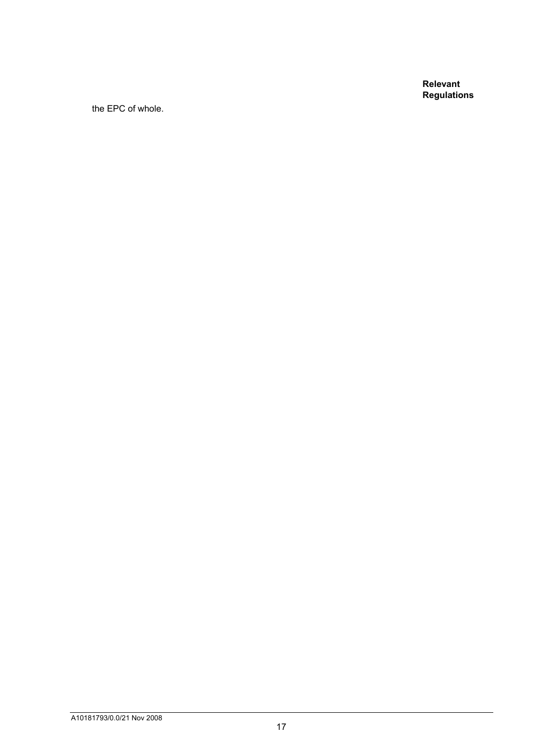**Relevant Regulations**

the EPC of whole.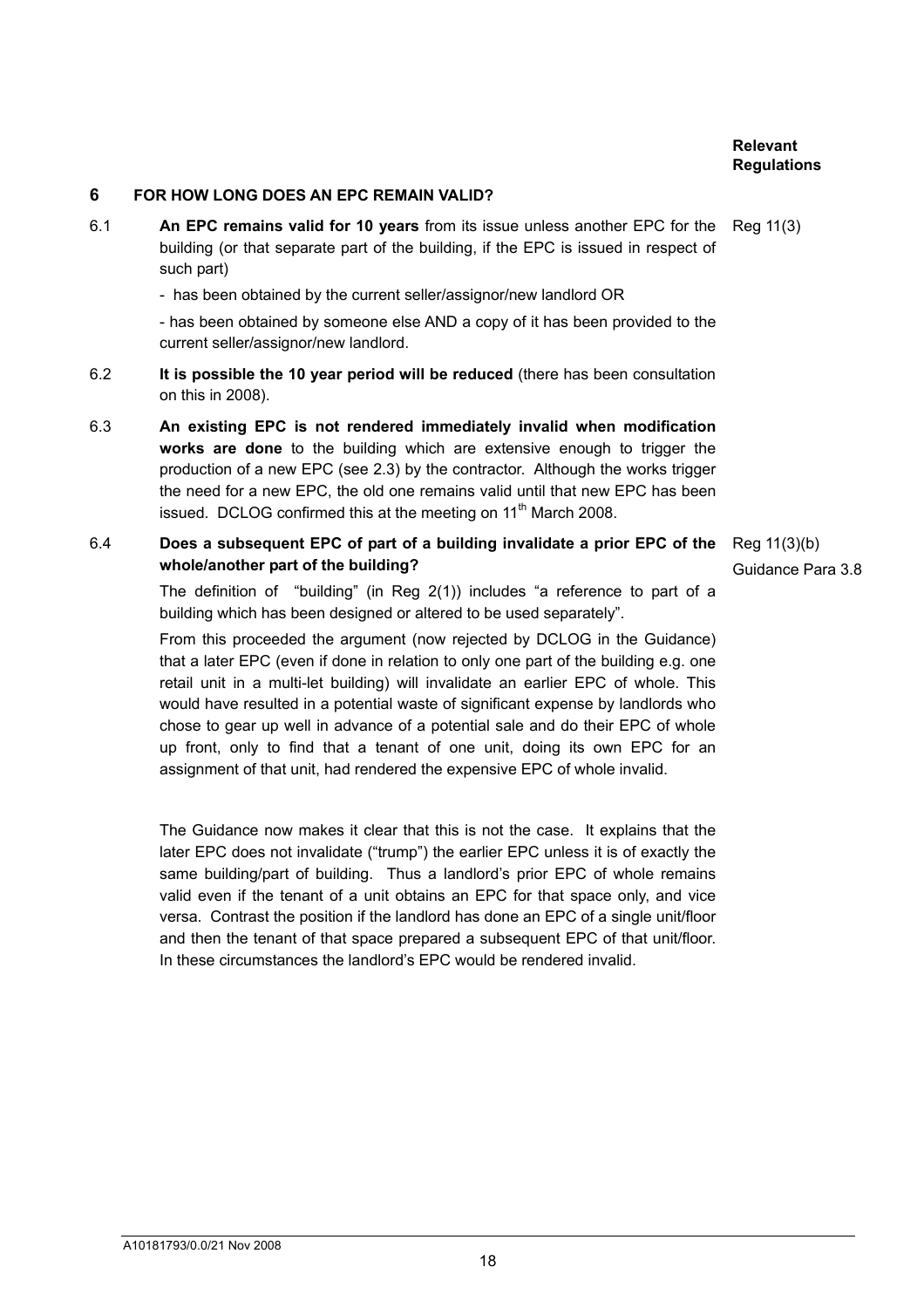**Relevant Regulations**

## 6 FOR HOW LONG DOES AN EPC REMAIN VALID?

6.1 **An EPC remains valid for 10 years** from its issue unless another EPC for the building (or that separate part of the building, if the EPC is issued in respect of such part) — Reg 11(3)

- has been obtained by the current seller/assignor/new landlord OR

- has been obtained by someone else AND a copy of it has been provided to the current seller/assignor/new landlord.

6.2 **It is possible the 10 year period will be reduced** (there has been consultation on this in 2008).

6.3 **An existing EPC is not rendered immediately invalid when modification works are done** to the building which are extensive enough to trigger the production of a new EPC (see 2.3) by the contractor. Although the works trigger the need for a new EPC, the old one remains valid until that new EPC has been issued. DCLOG confirmed this at the meeting on 11th March 2008.

6.4 **Does a subsequent EPC of part of a building invalidate a prior EPC of the whole/another part of the building?** — Reg 11(3)(b), Guidance Para 3.8

The definition of "building" (in Reg 2(1)) includes "a reference to part of a building which has been designed or altered to be used separately".

From this proceeded the argument (now rejected by DCLOG in the Guidance) that a later EPC (even if done in relation to only one part of the building e.g. one retail unit in a multi-let building) will invalidate an earlier EPC of whole. This would have resulted in a potential waste of significant expense by landlords who chose to gear up well in advance of a potential sale and do their EPC of whole up front, only to find that a tenant of one unit, doing its own EPC for an assignment of that unit, had rendered the expensive EPC of whole invalid.

The Guidance now makes it clear that this is not the case. It explains that the later EPC does not invalidate ("trump") the earlier EPC unless it is of exactly the same building/part of building. Thus a landlord's prior EPC of whole remains valid even if the tenant of a unit obtains an EPC for that space only, and vice versa. Contrast the position if the landlord has done an EPC of a single unit/floor and then the tenant of that space prepared a subsequent EPC of that unit/floor. In these circumstances the landlord's EPC would be rendered invalid.

A10181793/0.0/21 Nov 2008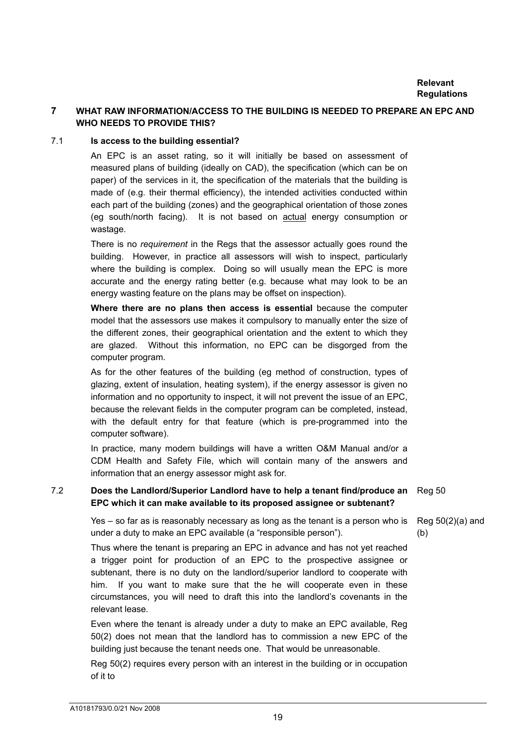**Relevant Regulations**

## 7 WHAT RAW INFORMATION/ACCESS TO THE BUILDING IS NEEDED TO PREPARE AN EPC AND WHO NEEDS TO PROVIDE THIS?

### 7.1 Is access to the building essential?

An EPC is an asset rating, so it will initially be based on assessment of measured plans of building (ideally on CAD), the specification (which can be on paper) of the services in it, the specification of the materials that the building is made of (e.g. their thermal efficiency), the intended activities conducted within each part of the building (zones) and the geographical orientation of those zones (eg south/north facing). It is not based on actual energy consumption or wastage.

There is no *requirement* in the Regs that the assessor actually goes round the building. However, in practice all assessors will wish to inspect, particularly where the building is complex. Doing so will usually mean the EPC is more accurate and the energy rating better (e.g. because what may look to be an energy wasting feature on the plans may be offset on inspection).

**Where there are no plans then access is essential** because the computer model that the assessors use makes it compulsory to manually enter the size of the different zones, their geographical orientation and the extent to which they are glazed. Without this information, no EPC can be disgorged from the computer program.

As for the other features of the building (eg method of construction, types of glazing, extent of insulation, heating system), if the energy assessor is given no information and no opportunity to inspect, it will not prevent the issue of an EPC, because the relevant fields in the computer program can be completed, instead, with the default entry for that feature (which is pre-programmed into the computer software).

In practice, many modern buildings will have a written O&M Manual and/or a CDM Health and Safety File, which will contain many of the answers and information that an energy assessor might ask for.

### 7.2 Does the Landlord/Superior Landlord have to help a tenant find/produce an EPC which it can make available to its proposed assignee or subtenant?

Reg 50

Yes – so far as is reasonably necessary as long as the tenant is a person who is under a duty to make an EPC available (a "responsible person").

Reg 50(2)(a) and (b)

Thus where the tenant is preparing an EPC in advance and has not yet reached a trigger point for production of an EPC to the prospective assignee or subtenant, there is no duty on the landlord/superior landlord to cooperate with him. If you want to make sure that the he will cooperate even in these circumstances, you will need to draft this into the landlord's covenants in the relevant lease.

Even where the tenant is already under a duty to make an EPC available, Reg 50(2) does not mean that the landlord has to commission a new EPC of the building just because the tenant needs one. That would be unreasonable.

Reg 50(2) requires every person with an interest in the building or in occupation of it to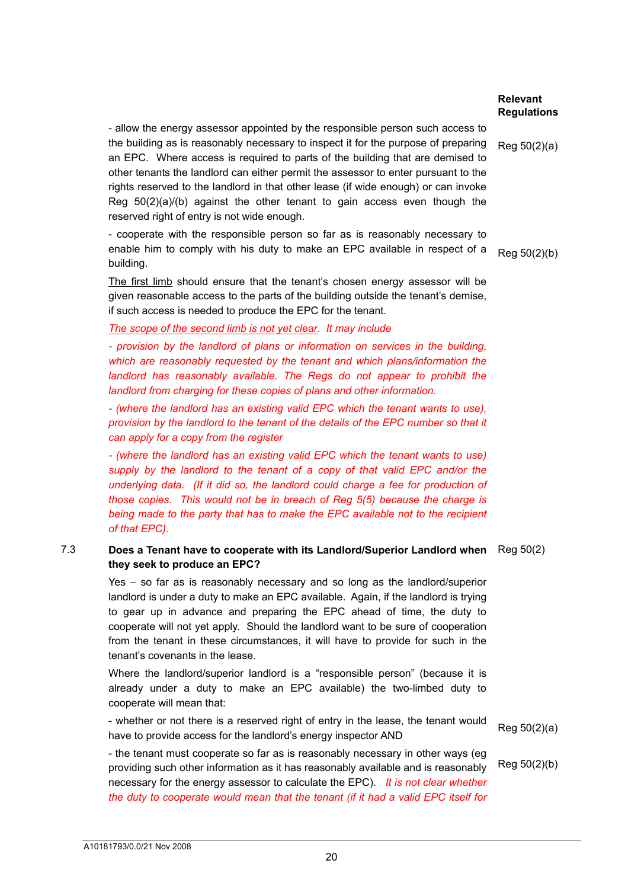**Relevant Regulations**

- allow the energy assessor appointed by the responsible person such access to the building as is reasonably necessary to inspect it for the purpose of preparing an EPC. Where access is required to parts of the building that are demised to other tenants the landlord can either permit the assessor to enter pursuant to the rights reserved to the landlord in that other lease (if wide enough) or can invoke Reg 50(2)(a)/(b) against the other tenant to gain access even though the reserved right of entry is not wide enough. — Reg 50(2)(a)

- cooperate with the responsible person so far as is reasonably necessary to enable him to comply with his duty to make an EPC available in respect of a building. — Reg 50(2)(b)

The first limb should ensure that the tenant's chosen energy assessor will be given reasonable access to the parts of the building outside the tenant's demise, if such access is needed to produce the EPC for the tenant.

*The scope of the second limb is not yet clear. It may include*

*- provision by the landlord of plans or information on services in the building, which are reasonably requested by the tenant and which plans/information the landlord has reasonably available. The Regs do not appear to prohibit the landlord from charging for these copies of plans and other information.*

*- (where the landlord has an existing valid EPC which the tenant wants to use), provision by the landlord to the tenant of the details of the EPC number so that it can apply for a copy from the register*

*- (where the landlord has an existing valid EPC which the tenant wants to use) supply by the landlord to the tenant of a copy of that valid EPC and/or the underlying data. (If it did so, the landlord could charge a fee for production of those copies. This would not be in breach of Reg 5(5) because the charge is being made to the party that has to make the EPC available not to the recipient of that EPC).*

7.3 **Does a Tenant have to cooperate with its Landlord/Superior Landlord when they seek to produce an EPC?** — Reg 50(2)

Yes – so far as is reasonably necessary and so long as the landlord/superior landlord is under a duty to make an EPC available. Again, if the landlord is trying to gear up in advance and preparing the EPC ahead of time, the duty to cooperate will not yet apply. Should the landlord want to be sure of cooperation from the tenant in these circumstances, it will have to provide for such in the tenant's covenants in the lease.

Where the landlord/superior landlord is a "responsible person" (because it is already under a duty to make an EPC available) the two-limbed duty to cooperate will mean that:

- whether or not there is a reserved right of entry in the lease, the tenant would have to provide access for the landlord's energy inspector AND — Reg 50(2)(a)

- the tenant must cooperate so far as is reasonably necessary in other ways (eg providing such other information as it has reasonably available and is reasonably necessary for the energy assessor to calculate the EPC). *It is not clear whether the duty to cooperate would mean that the tenant (if it had a valid EPC itself for* — Reg 50(2)(b)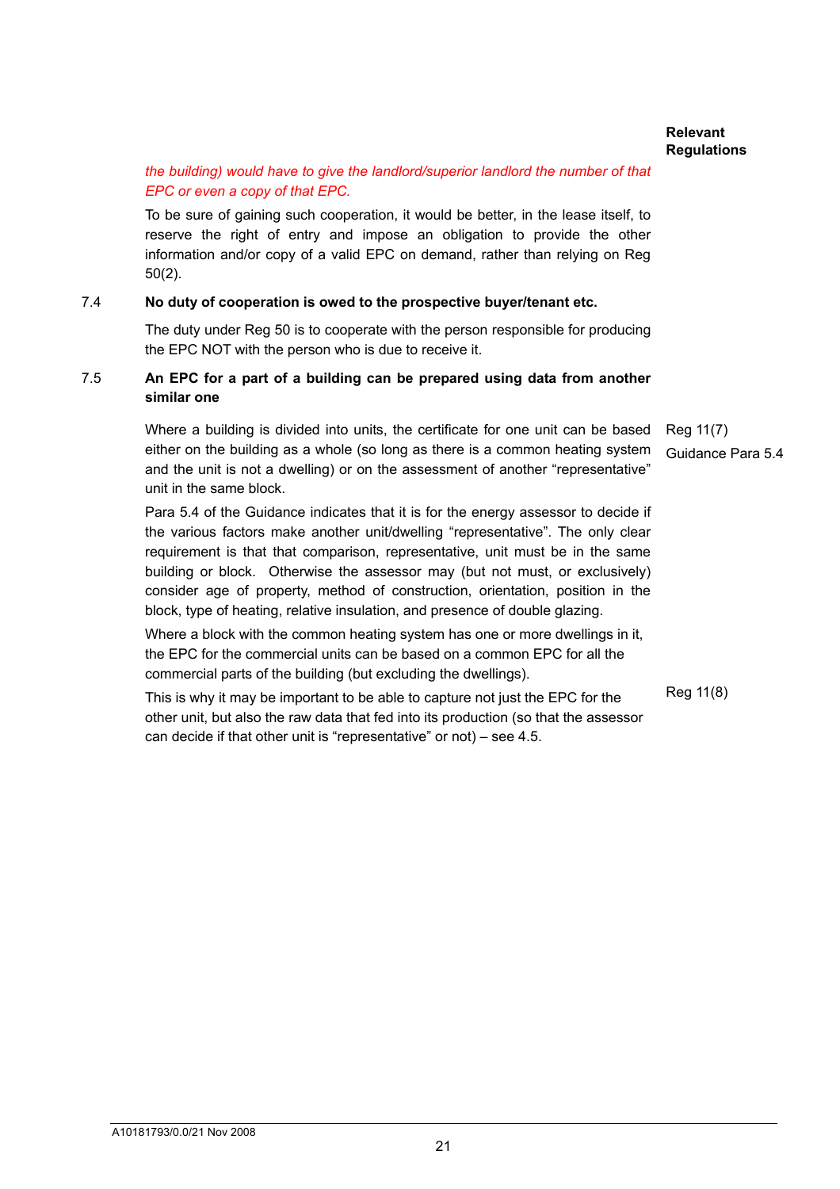**Relevant Regulations**

*the building) would have to give the landlord/superior landlord the number of that EPC or even a copy of that EPC.*

To be sure of gaining such cooperation, it would be better, in the lease itself, to reserve the right of entry and impose an obligation to provide the other information and/or copy of a valid EPC on demand, rather than relying on Reg 50(2).

7.4 **No duty of cooperation is owed to the prospective buyer/tenant etc.**

The duty under Reg 50 is to cooperate with the person responsible for producing the EPC NOT with the person who is due to receive it.

7.5 **An EPC for a part of a building can be prepared using data from another similar one**

Where a building is divided into units, the certificate for one unit can be based either on the building as a whole (so long as there is a common heating system and the unit is not a dwelling) or on the assessment of another "representative" unit in the same block. — Reg 11(7); Guidance Para 5.4

Para 5.4 of the Guidance indicates that it is for the energy assessor to decide if the various factors make another unit/dwelling "representative". The only clear requirement is that that comparison, representative, unit must be in the same building or block. Otherwise the assessor may (but not must, or exclusively) consider age of property, method of construction, orientation, position in the block, type of heating, relative insulation, and presence of double glazing.

Where a block with the common heating system has one or more dwellings in it, the EPC for the commercial units can be based on a common EPC for all the commercial parts of the building (but excluding the dwellings). — Reg 11(8)

This is why it may be important to be able to capture not just the EPC for the other unit, but also the raw data that fed into its production (so that the assessor can decide if that other unit is "representative" or not) – see 4.5.

A10181793/0.0/21 Nov 2008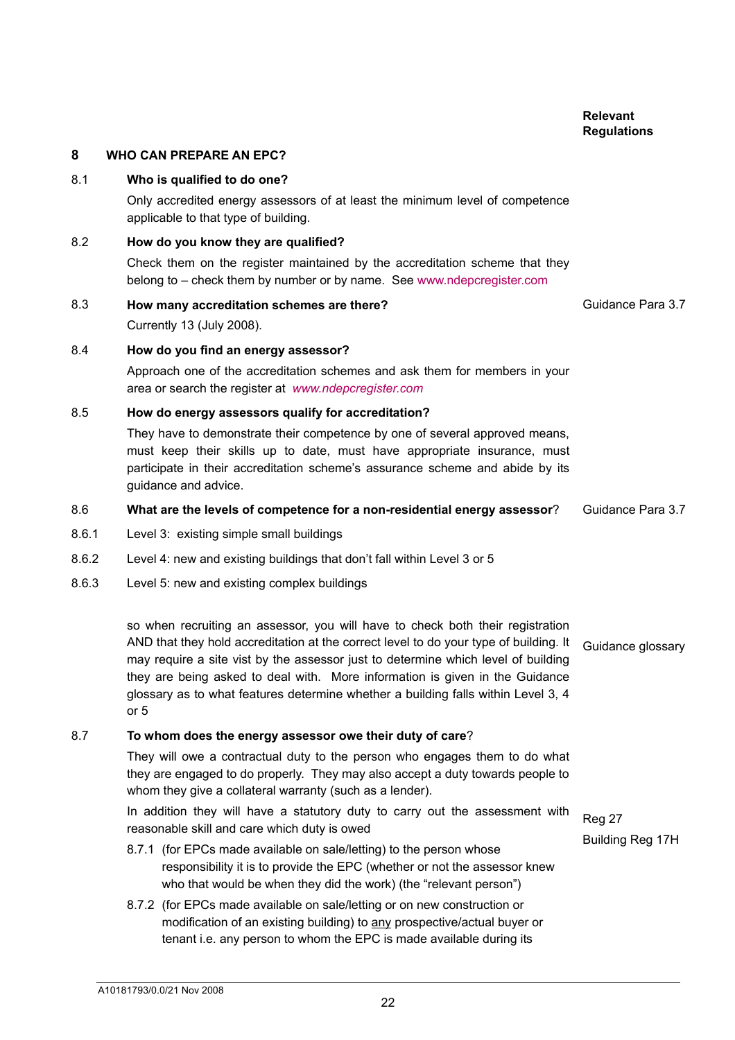**Relevant Regulations**

## 8 WHO CAN PREPARE AN EPC?

### 8.1 Who is qualified to do one?

Only accredited energy assessors of at least the minimum level of competence applicable to that type of building.

### 8.2 How do you know they are qualified?

Check them on the register maintained by the accreditation scheme that they belong to – check them by number or by name. See www.ndepcregister.com

### 8.3 How many accreditation schemes are there?

*Guidance Para 3.7*

Currently 13 (July 2008).

### 8.4 How do you find an energy assessor?

Approach one of the accreditation schemes and ask them for members in your area or search the register at *www.ndepcregister.com*

### 8.5 How do energy assessors qualify for accreditation?

They have to demonstrate their competence by one of several approved means, must keep their skills up to date, must have appropriate insurance, must participate in their accreditation scheme's assurance scheme and abide by its guidance and advice.

### 8.6 What are the levels of competence for a non-residential energy assessor?

*Guidance Para 3.7*

8.6.1 Level 3: existing simple small buildings

8.6.2 Level 4: new and existing buildings that don't fall within Level 3 or 5

8.6.3 Level 5: new and existing complex buildings

so when recruiting an assessor, you will have to check both their registration AND that they hold accreditation at the correct level to do your type of building. It may require a site vist by the assessor just to determine which level of building they are being asked to deal with. More information is given in the Guidance glossary as to what features determine whether a building falls within Level 3, 4 or 5

*Guidance glossary*

### 8.7 To whom does the energy assessor owe their duty of care?

They will owe a contractual duty to the person who engages them to do what they are engaged to do properly. They may also accept a duty towards people to whom they give a collateral warranty (such as a lender).

In addition they will have a statutory duty to carry out the assessment with reasonable skill and care which duty is owed

*Reg 27*
*Building Reg 17H*

8.7.1 (for EPCs made available on sale/letting) to the person whose responsibility it is to provide the EPC (whether or not the assessor knew who that would be when they did the work) (the "relevant person")

8.7.2 (for EPCs made available on sale/letting or on new construction or modification of an existing building) to <u>any</u> prospective/actual buyer or tenant i.e. any person to whom the EPC is made available during its

A10181793/0.0/21 Nov 2008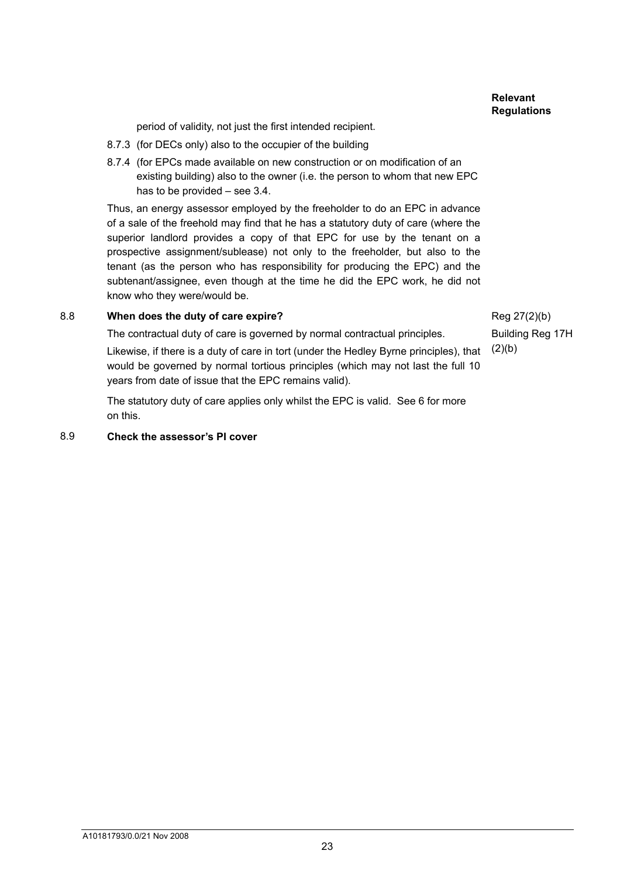**Relevant Regulations**

period of validity, not just the first intended recipient.

8.7.3 (for DECs only) also to the occupier of the building

8.7.4 (for EPCs made available on new construction or on modification of an existing building) also to the owner (i.e. the person to whom that new EPC has to be provided – see 3.4.

Thus, an energy assessor employed by the freeholder to do an EPC in advance of a sale of the freehold may find that he has a statutory duty of care (where the superior landlord provides a copy of that EPC for use by the tenant on a prospective assignment/sublease) not only to the freeholder, but also to the tenant (as the person who has responsibility for producing the EPC) and the subtenant/assignee, even though at the time he did the EPC work, he did not know who they were/would be.

## 8.8 When does the duty of care expire?

Reg 27(2)(b)

Building Reg 17H (2)(b)

The contractual duty of care is governed by normal contractual principles.

Likewise, if there is a duty of care in tort (under the Hedley Byrne principles), that would be governed by normal tortious principles (which may not last the full 10 years from date of issue that the EPC remains valid).

The statutory duty of care applies only whilst the EPC is valid. See 6 for more on this.

## 8.9 Check the assessor's PI cover

A10181793/0.0/21 Nov 2008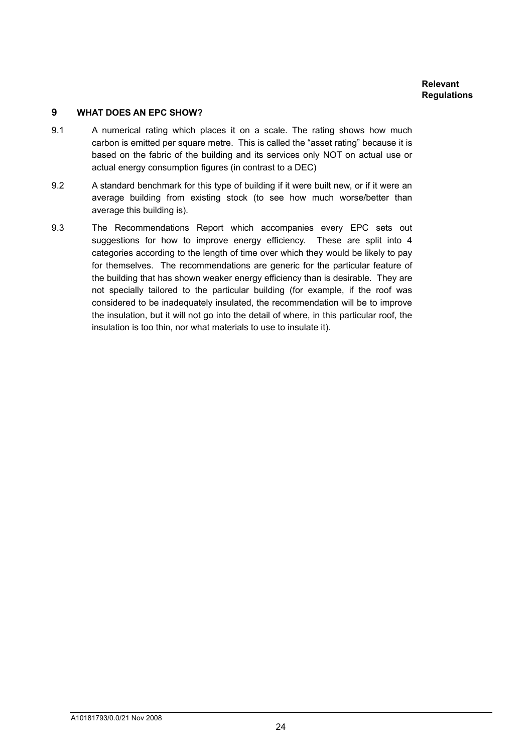**Relevant Regulations**

## 9 WHAT DOES AN EPC SHOW?

9.1 A numerical rating which places it on a scale. The rating shows how much carbon is emitted per square metre. This is called the "asset rating" because it is based on the fabric of the building and its services only NOT on actual use or actual energy consumption figures (in contrast to a DEC)

9.2 A standard benchmark for this type of building if it were built new, or if it were an average building from existing stock (to see how much worse/better than average this building is).

9.3 The Recommendations Report which accompanies every EPC sets out suggestions for how to improve energy efficiency. These are split into 4 categories according to the length of time over which they would be likely to pay for themselves. The recommendations are generic for the particular feature of the building that has shown weaker energy efficiency than is desirable. They are not specially tailored to the particular building (for example, if the roof was considered to be inadequately insulated, the recommendation will be to improve the insulation, but it will not go into the detail of where, in this particular roof, the insulation is too thin, nor what materials to use to insulate it).

A10181793/0.0/21 Nov 2008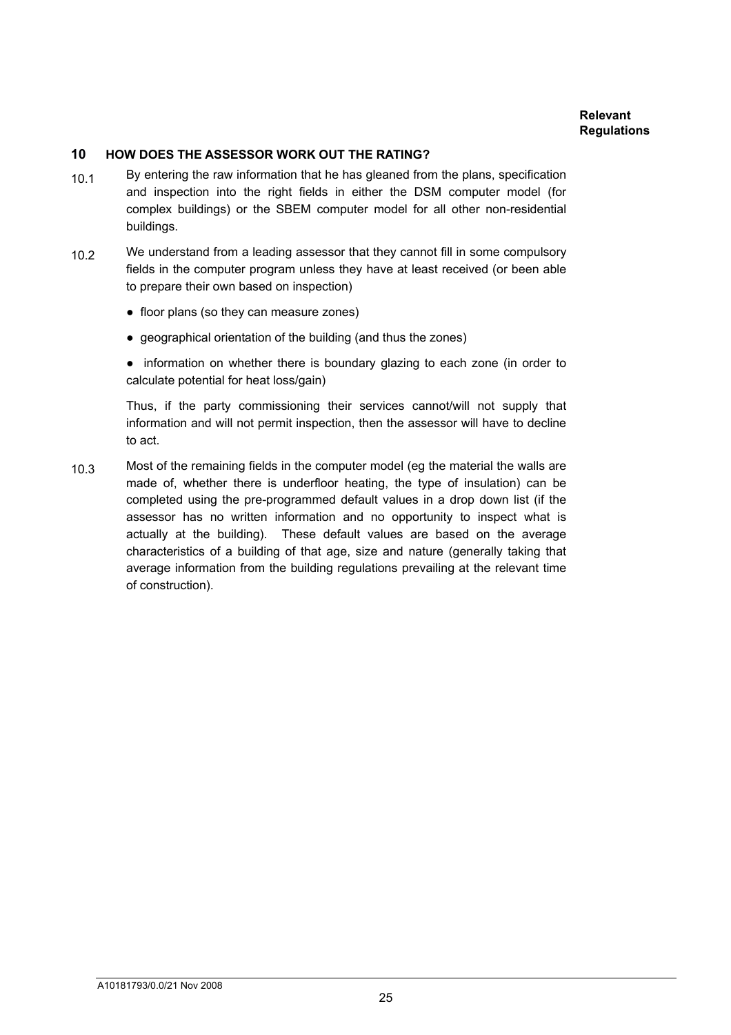**Relevant Regulations**

## 10 HOW DOES THE ASSESSOR WORK OUT THE RATING?

10.1 By entering the raw information that he has gleaned from the plans, specification and inspection into the right fields in either the DSM computer model (for complex buildings) or the SBEM computer model for all other non-residential buildings.

10.2 We understand from a leading assessor that they cannot fill in some compulsory fields in the computer program unless they have at least received (or been able to prepare their own based on inspection)

- floor plans (so they can measure zones)
- geographical orientation of the building (and thus the zones)
- information on whether there is boundary glazing to each zone (in order to calculate potential for heat loss/gain)

Thus, if the party commissioning their services cannot/will not supply that information and will not permit inspection, then the assessor will have to decline to act.

10.3 Most of the remaining fields in the computer model (eg the material the walls are made of, whether there is underfloor heating, the type of insulation) can be completed using the pre-programmed default values in a drop down list (if the assessor has no written information and no opportunity to inspect what is actually at the building). These default values are based on the average characteristics of a building of that age, size and nature (generally taking that average information from the building regulations prevailing at the relevant time of construction).

A10181793/0.0/21 Nov 2008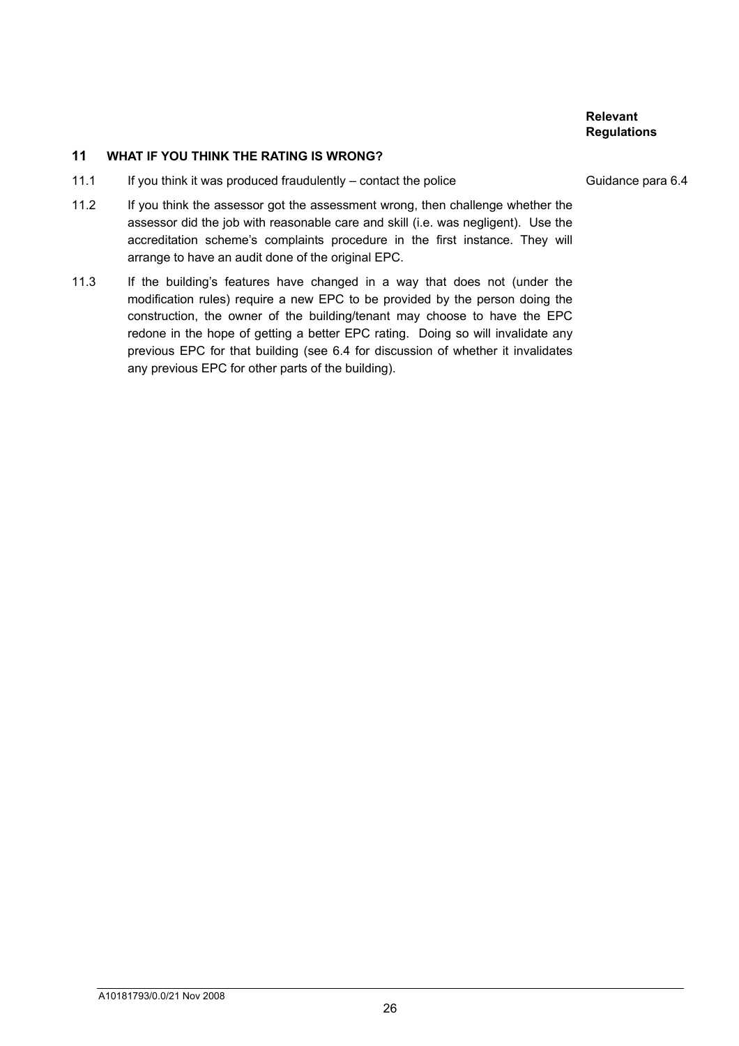**Relevant Regulations**

## 11 WHAT IF YOU THINK THE RATING IS WRONG?

11.1 If you think it was produced fraudulently – contact the police

Guidance para 6.4

11.2 If you think the assessor got the assessment wrong, then challenge whether the assessor did the job with reasonable care and skill (i.e. was negligent). Use the accreditation scheme's complaints procedure in the first instance. They will arrange to have an audit done of the original EPC.

11.3 If the building's features have changed in a way that does not (under the modification rules) require a new EPC to be provided by the person doing the construction, the owner of the building/tenant may choose to have the EPC redone in the hope of getting a better EPC rating. Doing so will invalidate any previous EPC for that building (see 6.4 for discussion of whether it invalidates any previous EPC for other parts of the building).

A10181793/0.0/21 Nov 2008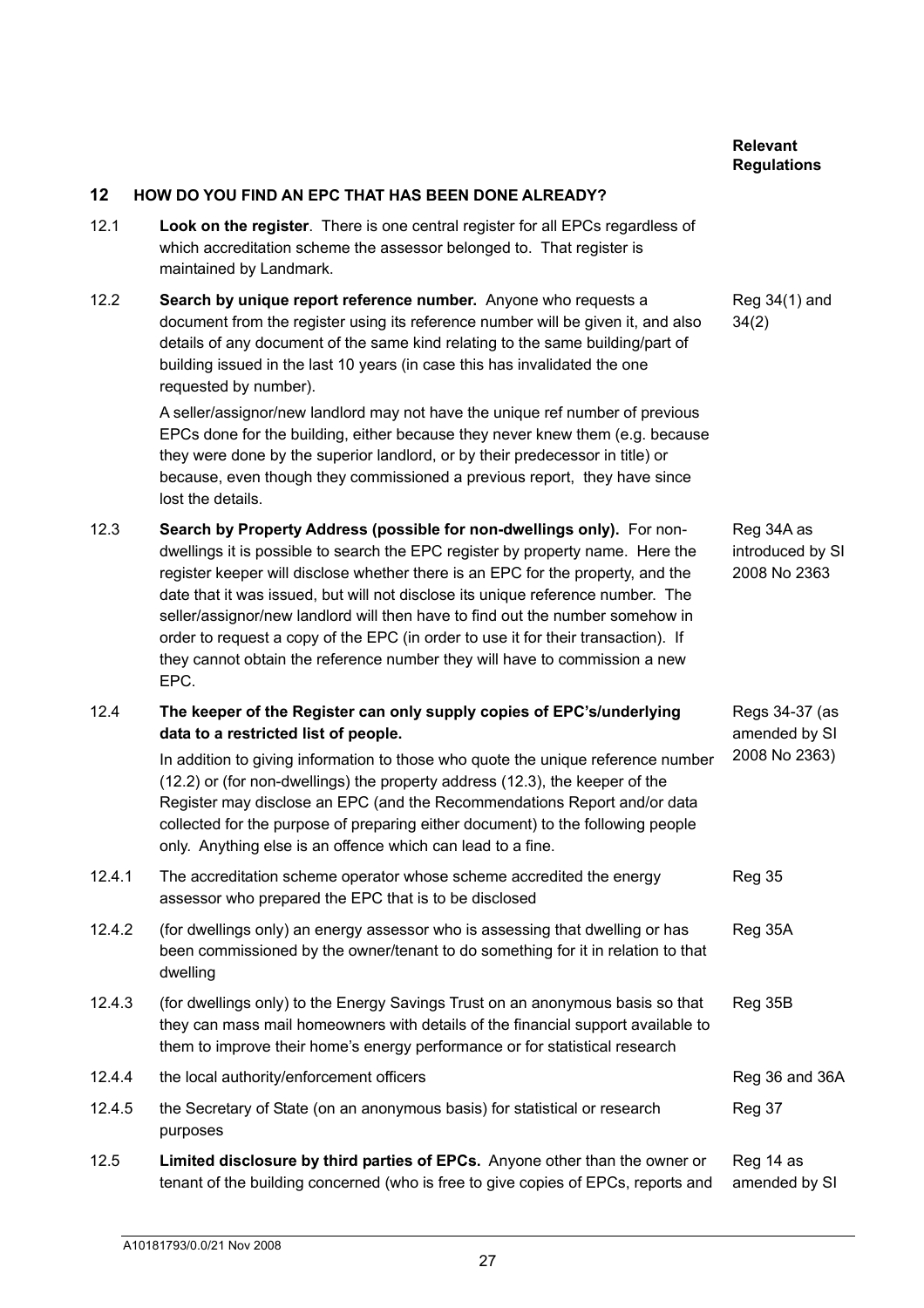| | | Relevant Regulations |
|---|---|---|
| **12** | **HOW DO YOU FIND AN EPC THAT HAS BEEN DONE ALREADY?** | |
| 12.1 | **Look on the register**. There is one central register for all EPCs regardless of which accreditation scheme the assessor belonged to. That register is maintained by Landmark. | |
| 12.2 | **Search by unique report reference number.** Anyone who requests a document from the register using its reference number will be given it, and also details of any document of the same kind relating to the same building/part of building issued in the last 10 years (in case this has invalidated the one requested by number).<br><br>A seller/assignor/new landlord may not have the unique ref number of previous EPCs done for the building, either because they never knew them (e.g. because they were done by the superior landlord, or by their predecessor in title) or because, even though they commissioned a previous report, they have since lost the details. | Reg 34(1) and 34(2) |
| 12.3 | **Search by Property Address (possible for non-dwellings only).** For non-dwellings it is possible to search the EPC register by property name. Here the register keeper will disclose whether there is an EPC for the property, and the date that it was issued, but will not disclose its unique reference number. The seller/assignor/new landlord will then have to find out the number somehow in order to request a copy of the EPC (in order to use it for their transaction). If they cannot obtain the reference number they will have to commission a new EPC. | Reg 34A as introduced by SI 2008 No 2363 |
| 12.4 | **The keeper of the Register can only supply copies of EPC's/underlying data to a restricted list of people.**<br><br>In addition to giving information to those who quote the unique reference number (12.2) or (for non-dwellings) the property address (12.3), the keeper of the Register may disclose an EPC (and the Recommendations Report and/or data collected for the purpose of preparing either document) to the following people only. Anything else is an offence which can lead to a fine. | Regs 34-37 (as amended by SI 2008 No 2363) |
| 12.4.1 | The accreditation scheme operator whose scheme accredited the energy assessor who prepared the EPC that is to be disclosed | Reg 35 |
| 12.4.2 | (for dwellings only) an energy assessor who is assessing that dwelling or has been commissioned by the owner/tenant to do something for it in relation to that dwelling | Reg 35A |
| 12.4.3 | (for dwellings only) to the Energy Savings Trust on an anonymous basis so that they can mass mail homeowners with details of the financial support available to them to improve their home's energy performance or for statistical research | Reg 35B |
| 12.4.4 | the local authority/enforcement officers | Reg 36 and 36A |
| 12.4.5 | the Secretary of State (on an anonymous basis) for statistical or research purposes | Reg 37 |
| 12.5 | **Limited disclosure by third parties of EPCs.** Anyone other than the owner or tenant of the building concerned (who is free to give copies of EPCs, reports and | Reg 14 as amended by SI |

A10181793/0.0/21 Nov 2008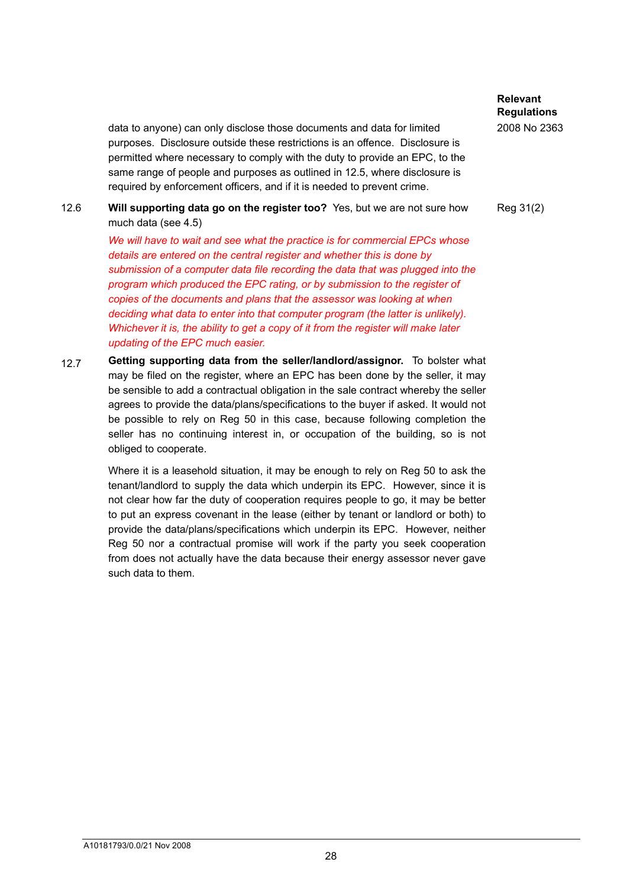| | | Relevant Regulations |
|---|---|---|
| | data to anyone) can only disclose those documents and data for limited purposes. Disclosure outside these restrictions is an offence. Disclosure is permitted where necessary to comply with the duty to provide an EPC, to the same range of people and purposes as outlined in 12.5, where disclosure is required by enforcement officers, and if it is needed to prevent crime. | 2008 No 2363 |
| 12.6 | **Will supporting data go on the register too?** Yes, but we are not sure how much data (see 4.5)<br><br>*We will have to wait and see what the practice is for commercial EPCs whose details are entered on the central register and whether this is done by submission of a computer data file recording the data that was plugged into the program which produced the EPC rating, or by submission to the register of copies of the documents and plans that the assessor was looking at when deciding what data to enter into that computer program (the latter is unlikely). Whichever it is, the ability to get a copy of it from the register will make later updating of the EPC much easier.* | Reg 31(2) |
| 12.7 | **Getting supporting data from the seller/landlord/assignor.** To bolster what may be filed on the register, where an EPC has been done by the seller, it may be sensible to add a contractual obligation in the sale contract whereby the seller agrees to provide the data/plans/specifications to the buyer if asked. It would not be possible to rely on Reg 50 in this case, because following completion the seller has no continuing interest in, or occupation of the building, so is not obliged to cooperate.<br><br>Where it is a leasehold situation, it may be enough to rely on Reg 50 to ask the tenant/landlord to supply the data which underpin its EPC. However, since it is not clear how far the duty of cooperation requires people to go, it may be better to put an express covenant in the lease (either by tenant or landlord or both) to provide the data/plans/specifications which underpin its EPC. However, neither Reg 50 nor a contractual promise will work if the party you seek cooperation from does not actually have the data because their energy assessor never gave such data to them. | |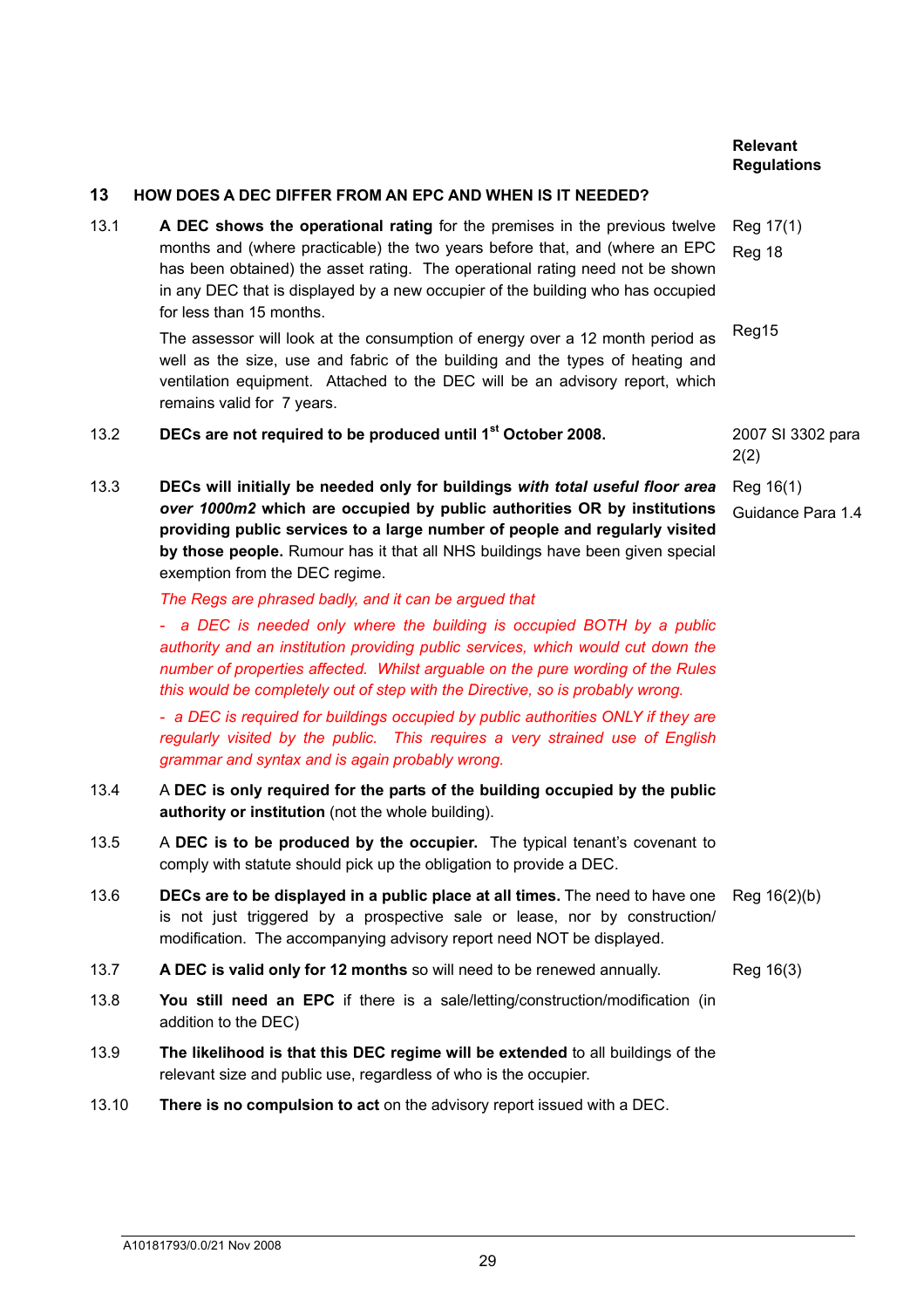| | | Relevant Regulations |
|---|---|---|
| **13** | **HOW DOES A DEC DIFFER FROM AN EPC AND WHEN IS IT NEEDED?** | |
| 13.1 | **A DEC shows the operational rating** for the premises in the previous twelve months and (where practicable) the two years before that, and (where an EPC has been obtained) the asset rating. The operational rating need not be shown in any DEC that is displayed by a new occupier of the building who has occupied for less than 15 months. | Reg 17(1)<br>Reg 18 |
| | The assessor will look at the consumption of energy over a 12 month period as well as the size, use and fabric of the building and the types of heating and ventilation equipment. Attached to the DEC will be an advisory report, which remains valid for 7 years. | Reg15 |
| 13.2 | **DECs are not required to be produced until 1st October 2008.** | 2007 SI 3302 para 2(2) |
| 13.3 | **DECs will initially be needed only for buildings *with total useful floor area over 1000m2* which are occupied by public authorities OR by institutions providing public services to a large number of people and regularly visited by those people.** Rumour has it that all NHS buildings have been given special exemption from the DEC regime.<br><br>*The Regs are phrased badly, and it can be argued that*<br><br>*- a DEC is needed only where the building is occupied BOTH by a public authority and an institution providing public services, which would cut down the number of properties affected. Whilst arguable on the pure wording of the Rules this would be completely out of step with the Directive, so is probably wrong.*<br><br>*- a DEC is required for buildings occupied by public authorities ONLY if they are regularly visited by the public. This requires a very strained use of English grammar and syntax and is again probably wrong.* | Reg 16(1)<br>Guidance Para 1.4 |
| 13.4 | A **DEC is only required for the parts of the building occupied by the public authority or institution** (not the whole building). | |
| 13.5 | A **DEC is to be produced by the occupier.** The typical tenant's covenant to comply with statute should pick up the obligation to provide a DEC. | |
| 13.6 | **DECs are to be displayed in a public place at all times.** The need to have one is not just triggered by a prospective sale or lease, nor by construction/ modification. The accompanying advisory report need NOT be displayed. | Reg 16(2)(b) |
| 13.7 | **A DEC is valid only for 12 months** so will need to be renewed annually. | Reg 16(3) |
| 13.8 | **You still need an EPC** if there is a sale/letting/construction/modification (in addition to the DEC) | |
| 13.9 | **The likelihood is that this DEC regime will be extended** to all buildings of the relevant size and public use, regardless of who is the occupier. | |
| 13.10 | **There is no compulsion to act** on the advisory report issued with a DEC. | |

A10181793/0.0/21 Nov 2008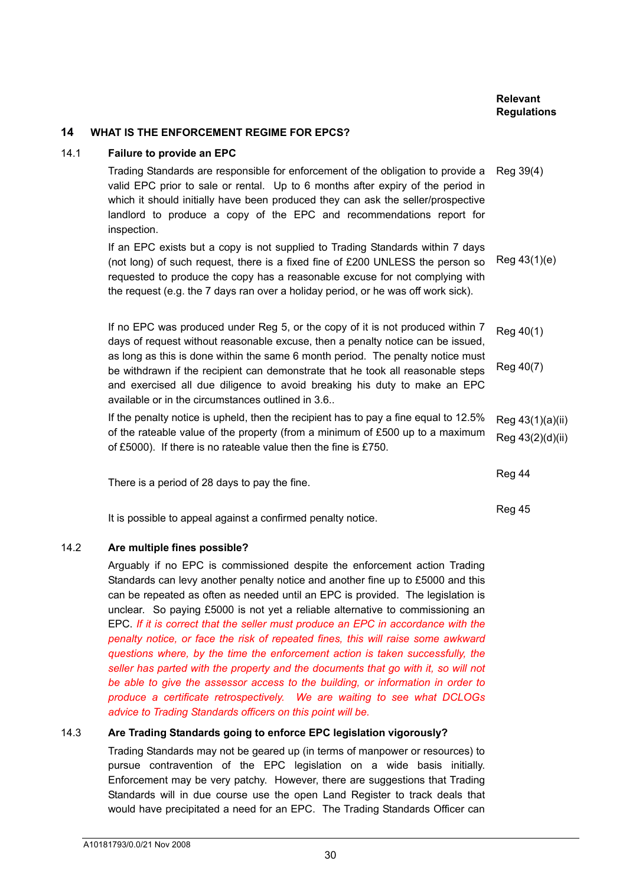**Relevant Regulations**

## 14 WHAT IS THE ENFORCEMENT REGIME FOR EPCS?

### 14.1 Failure to provide an EPC

Trading Standards are responsible for enforcement of the obligation to provide a valid EPC prior to sale or rental. Up to 6 months after expiry of the period in which it should initially have been produced they can ask the seller/prospective landlord to produce a copy of the EPC and recommendations report for inspection. (Reg 39(4))

If an EPC exists but a copy is not supplied to Trading Standards within 7 days (not long) of such request, there is a fixed fine of £200 UNLESS the person so requested to produce the copy has a reasonable excuse for not complying with the request (e.g. the 7 days ran over a holiday period, or he was off work sick). (Reg 43(1)(e))

If no EPC was produced under Reg 5, or the copy of it is not produced within 7 days of request without reasonable excuse, then a penalty notice can be issued, as long as this is done within the same 6 month period. The penalty notice must be withdrawn if the recipient can demonstrate that he took all reasonable steps and exercised all due diligence to avoid breaking his duty to make an EPC available or in the circumstances outlined in 3.6.. (Reg 40(1), Reg 40(7))

If the penalty notice is upheld, then the recipient has to pay a fine equal to 12.5% of the rateable value of the property (from a minimum of £500 up to a maximum of £5000). If there is no rateable value then the fine is £750. (Reg 43(1)(a)(ii), Reg 43(2)(d)(ii))

There is a period of 28 days to pay the fine. (Reg 44)

It is possible to appeal against a confirmed penalty notice. (Reg 45)

### 14.2 Are multiple fines possible?

Arguably if no EPC is commissioned despite the enforcement action Trading Standards can levy another penalty notice and another fine up to £5000 and this can be repeated as often as needed until an EPC is provided. The legislation is unclear. So paying £5000 is not yet a reliable alternative to commissioning an EPC. *If it is correct that the seller must produce an EPC in accordance with the penalty notice, or face the risk of repeated fines, this will raise some awkward questions where, by the time the enforcement action is taken successfully, the seller has parted with the property and the documents that go with it, so will not be able to give the assessor access to the building, or information in order to produce a certificate retrospectively. We are waiting to see what DCLOGs advice to Trading Standards officers on this point will be.*

### 14.3 Are Trading Standards going to enforce EPC legislation vigorously?

Trading Standards may not be geared up (in terms of manpower or resources) to pursue contravention of the EPC legislation on a wide basis initially. Enforcement may be very patchy. However, there are suggestions that Trading Standards will in due course use the open Land Register to track deals that would have precipitated a need for an EPC. The Trading Standards Officer can

A10181793/0.0/21 Nov 2008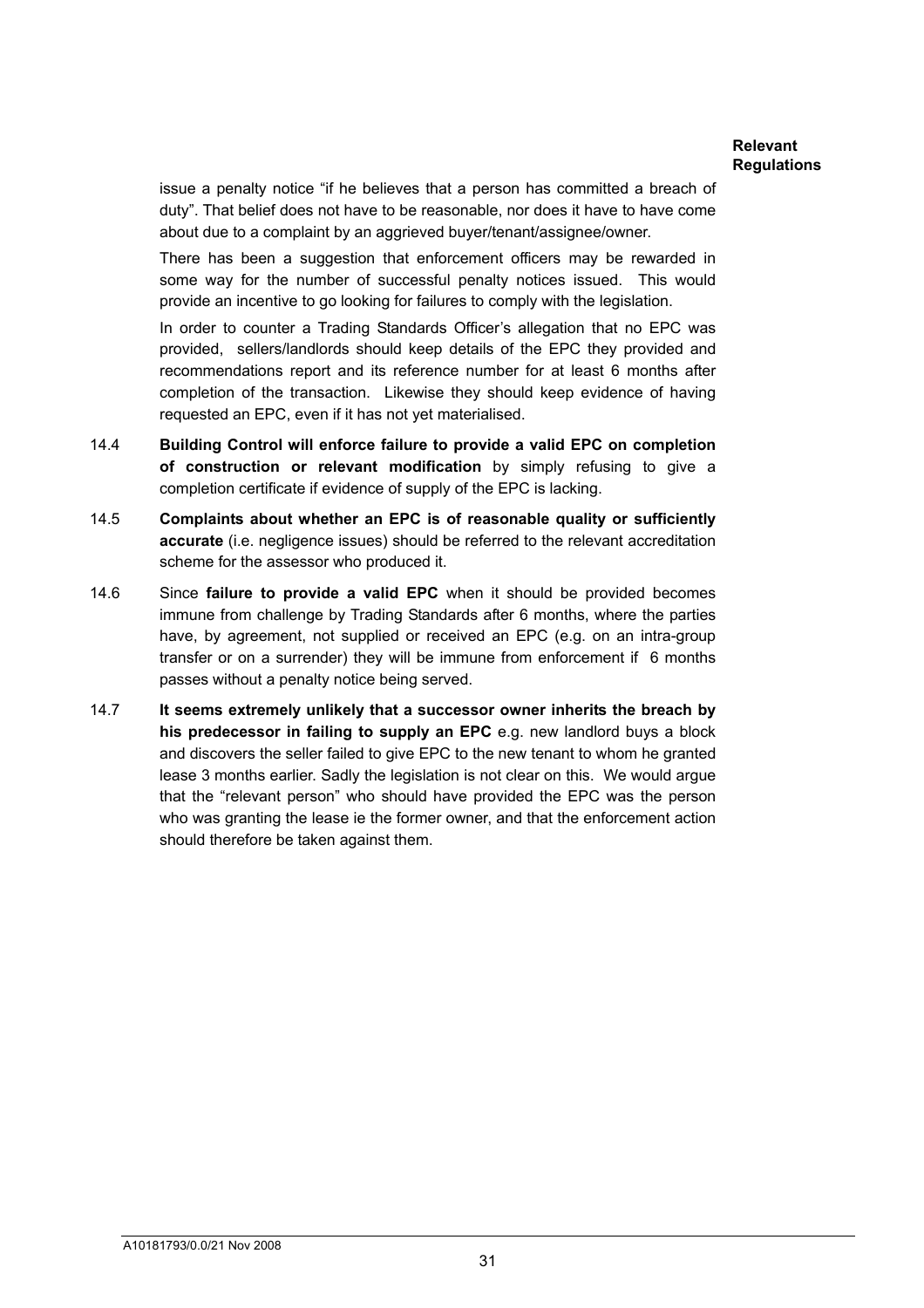issue a penalty notice "if he believes that a person has committed a breach of duty". That belief does not have to be reasonable, nor does it have to have come about due to a complaint by an aggrieved buyer/tenant/assignee/owner.

There has been a suggestion that enforcement officers may be rewarded in some way for the number of successful penalty notices issued. This would provide an incentive to go looking for failures to comply with the legislation.

In order to counter a Trading Standards Officer's allegation that no EPC was provided, sellers/landlords should keep details of the EPC they provided and recommendations report and its reference number for at least 6 months after completion of the transaction. Likewise they should keep evidence of having requested an EPC, even if it has not yet materialised.

14.4 **Building Control will enforce failure to provide a valid EPC on completion of construction or relevant modification** by simply refusing to give a completion certificate if evidence of supply of the EPC is lacking.

14.5 **Complaints about whether an EPC is of reasonable quality or sufficiently accurate** (i.e. negligence issues) should be referred to the relevant accreditation scheme for the assessor who produced it.

14.6 Since **failure to provide a valid EPC** when it should be provided becomes immune from challenge by Trading Standards after 6 months, where the parties have, by agreement, not supplied or received an EPC (e.g. on an intra-group transfer or on a surrender) they will be immune from enforcement if 6 months passes without a penalty notice being served.

14.7 **It seems extremely unlikely that a successor owner inherits the breach by his predecessor in failing to supply an EPC** e.g. new landlord buys a block and discovers the seller failed to give EPC to the new tenant to whom he granted lease 3 months earlier. Sadly the legislation is not clear on this. We would argue that the "relevant person" who should have provided the EPC was the person who was granting the lease ie the former owner, and that the enforcement action should therefore be taken against them.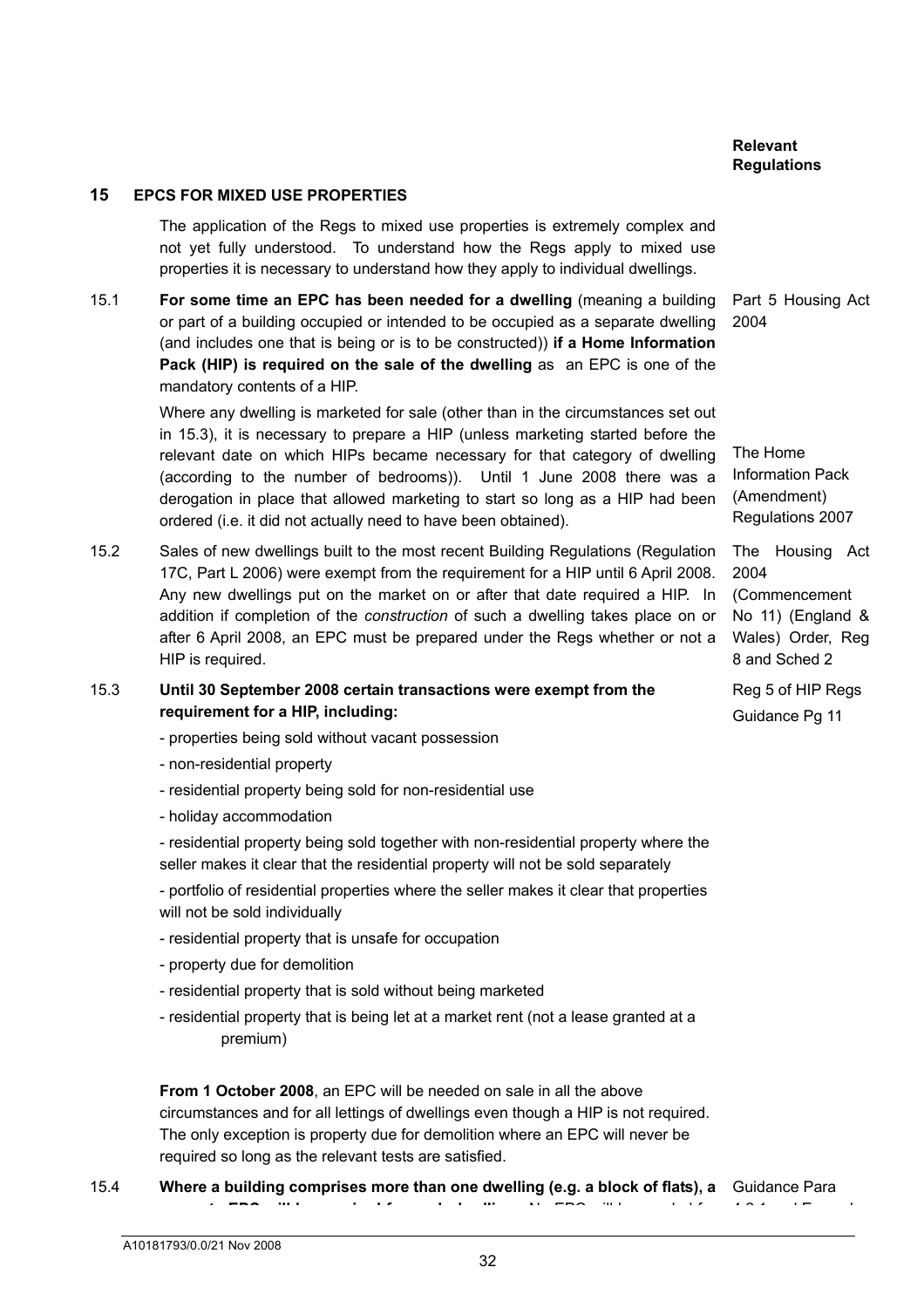**Relevant Regulations**

## 15 EPCS FOR MIXED USE PROPERTIES

The application of the Regs to mixed use properties is extremely complex and not yet fully understood. To understand how the Regs apply to mixed use properties it is necessary to understand how they apply to individual dwellings.

15.1 **For some time an EPC has been needed for a dwelling** (meaning a building or part of a building occupied or intended to be occupied as a separate dwelling (and includes one that is being or is to be constructed)) **if a Home Information Pack (HIP) is required on the sale of the dwelling** as an EPC is one of the mandatory contents of a HIP.

*Relevant Regulations: Part 5 Housing Act 2004*

Where any dwelling is marketed for sale (other than in the circumstances set out in 15.3), it is necessary to prepare a HIP (unless marketing started before the relevant date on which HIPs became necessary for that category of dwelling (according to the number of bedrooms)). Until 1 June 2008 there was a derogation in place that allowed marketing to start so long as a HIP had been ordered (i.e. it did not actually need to have been obtained).

*Relevant Regulations: The Home Information Pack (Amendment) Regulations 2007*

15.2 Sales of new dwellings built to the most recent Building Regulations (Regulation 17C, Part L 2006) were exempt from the requirement for a HIP until 6 April 2008. Any new dwellings put on the market on or after that date required a HIP. In addition if completion of the *construction* of such a dwelling takes place on or after 6 April 2008, an EPC must be prepared under the Regs whether or not a HIP is required.

*Relevant Regulations: The Housing Act 2004 (Commencement No 11) (England & Wales) Order, Reg 8 and Sched 2*

15.3 **Until 30 September 2008 certain transactions were exempt from the requirement for a HIP, including:**

*Relevant Regulations: Reg 5 of HIP Regs; Guidance Pg 11*

- properties being sold without vacant possession
- non-residential property
- residential property being sold for non-residential use
- holiday accommodation
- residential property being sold together with non-residential property where the seller makes it clear that the residential property will not be sold separately
- portfolio of residential properties where the seller makes it clear that properties will not be sold individually
- residential property that is unsafe for occupation
- property due for demolition
- residential property that is sold without being marketed
- residential property that is being let at a market rent (not a lease granted at a premium)

**From 1 October 2008**, an EPC will be needed on sale in all the above circumstances and for all lettings of dwellings even though a HIP is not required. The only exception is property due for demolition where an EPC will never be required so long as the relevant tests are satisfied.

15.4 **Where a building comprises more than one dwelling (e.g. a block of flats), a**

*Relevant Regulations: Guidance Para*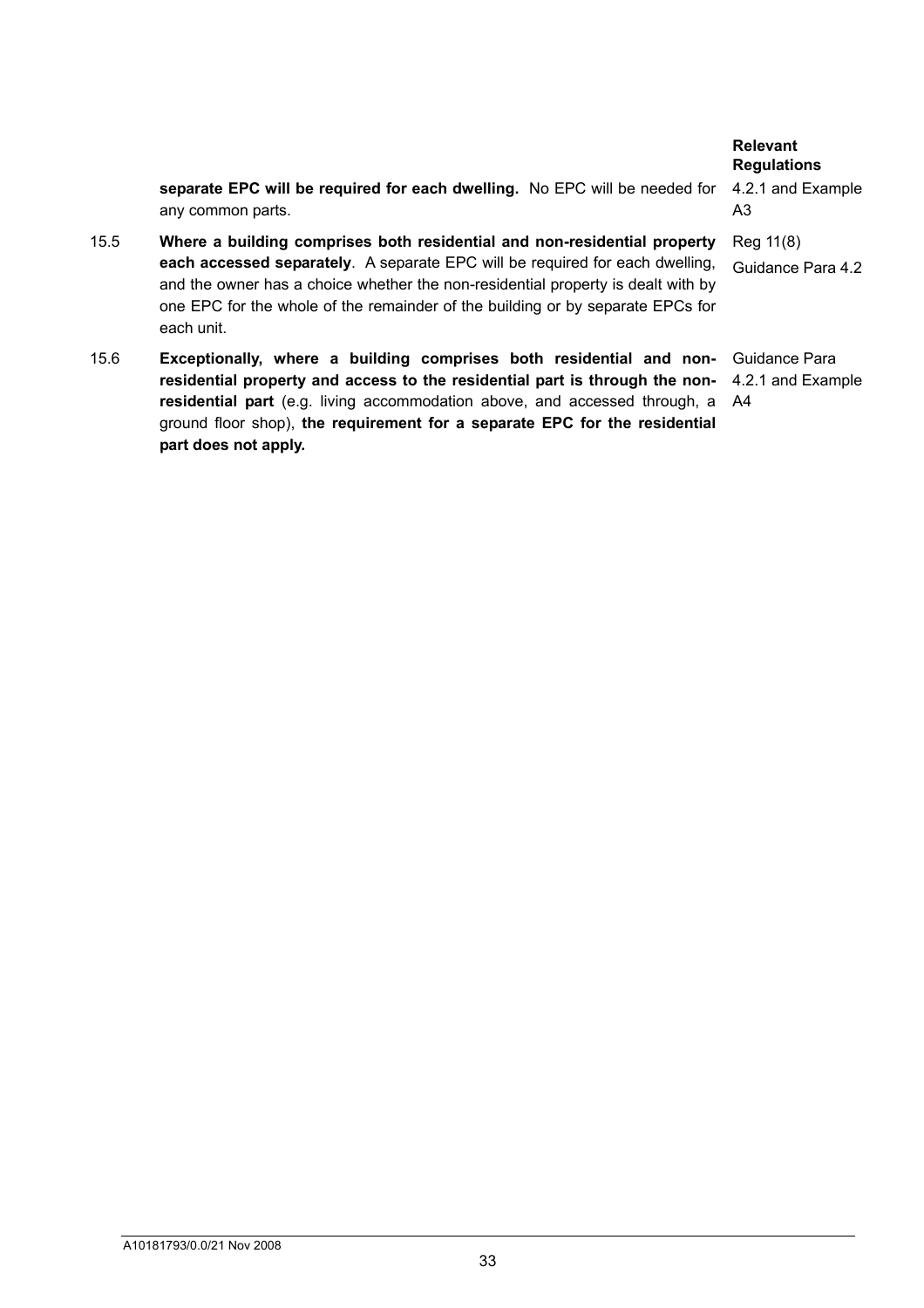| | | Relevant Regulations |
|---|---|---|
| | **separate EPC will be required for each dwelling.** No EPC will be needed for any common parts. | 4.2.1 and Example A3 |
| 15.5 | **Where a building comprises both residential and non-residential property each accessed separately**. A separate EPC will be required for each dwelling, and the owner has a choice whether the non-residential property is dealt with by one EPC for the whole of the remainder of the building or by separate EPCs for each unit. | Reg 11(8) Guidance Para 4.2 |
| 15.6 | **Exceptionally, where a building comprises both residential and non-residential property and access to the residential part is through the non-residential part** (e.g. living accommodation above, and accessed through, a ground floor shop), **the requirement for a separate EPC for the residential part does not apply.** | Guidance Para 4.2.1 and Example A4 |

A10181793/0.0/21 Nov 2008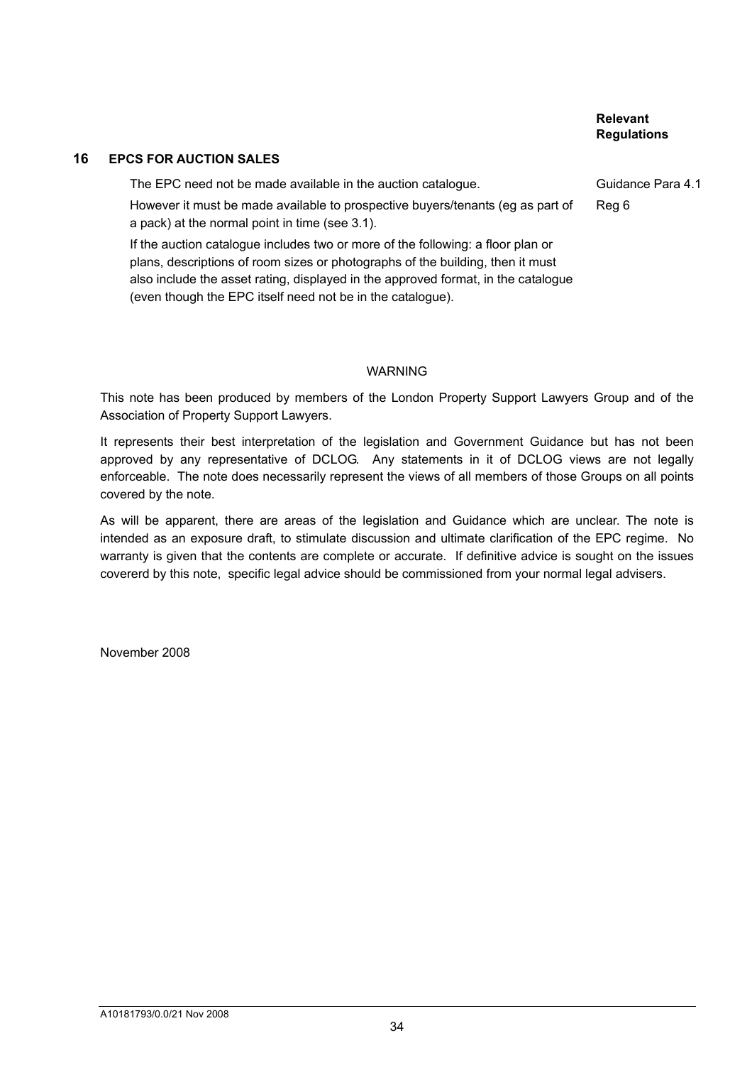**Relevant Regulations**

## 16 EPCS FOR AUCTION SALES

| | |
|---|---|
| The EPC need not be made available in the auction catalogue. | Guidance Para 4.1 |
| However it must be made available to prospective buyers/tenants (eg as part of a pack) at the normal point in time (see 3.1). | Reg 6 |
| If the auction catalogue includes two or more of the following: a floor plan or plans, descriptions of room sizes or photographs of the building, then it must also include the asset rating, displayed in the approved format, in the catalogue (even though the EPC itself need not be in the catalogue). | |

WARNING

This note has been produced by members of the London Property Support Lawyers Group and of the Association of Property Support Lawyers.

It represents their best interpretation of the legislation and Government Guidance but has not been approved by any representative of DCLOG. Any statements in it of DCLOG views are not legally enforceable. The note does necessarily represent the views of all members of those Groups on all points covered by the note.

As will be apparent, there are areas of the legislation and Guidance which are unclear. The note is intended as an exposure draft, to stimulate discussion and ultimate clarification of the EPC regime. No warranty is given that the contents are complete or accurate. If definitive advice is sought on the issues covererd by this note, specific legal advice should be commissioned from your normal legal advisers.

November 2008

A10181793/0.0/21 Nov 2008